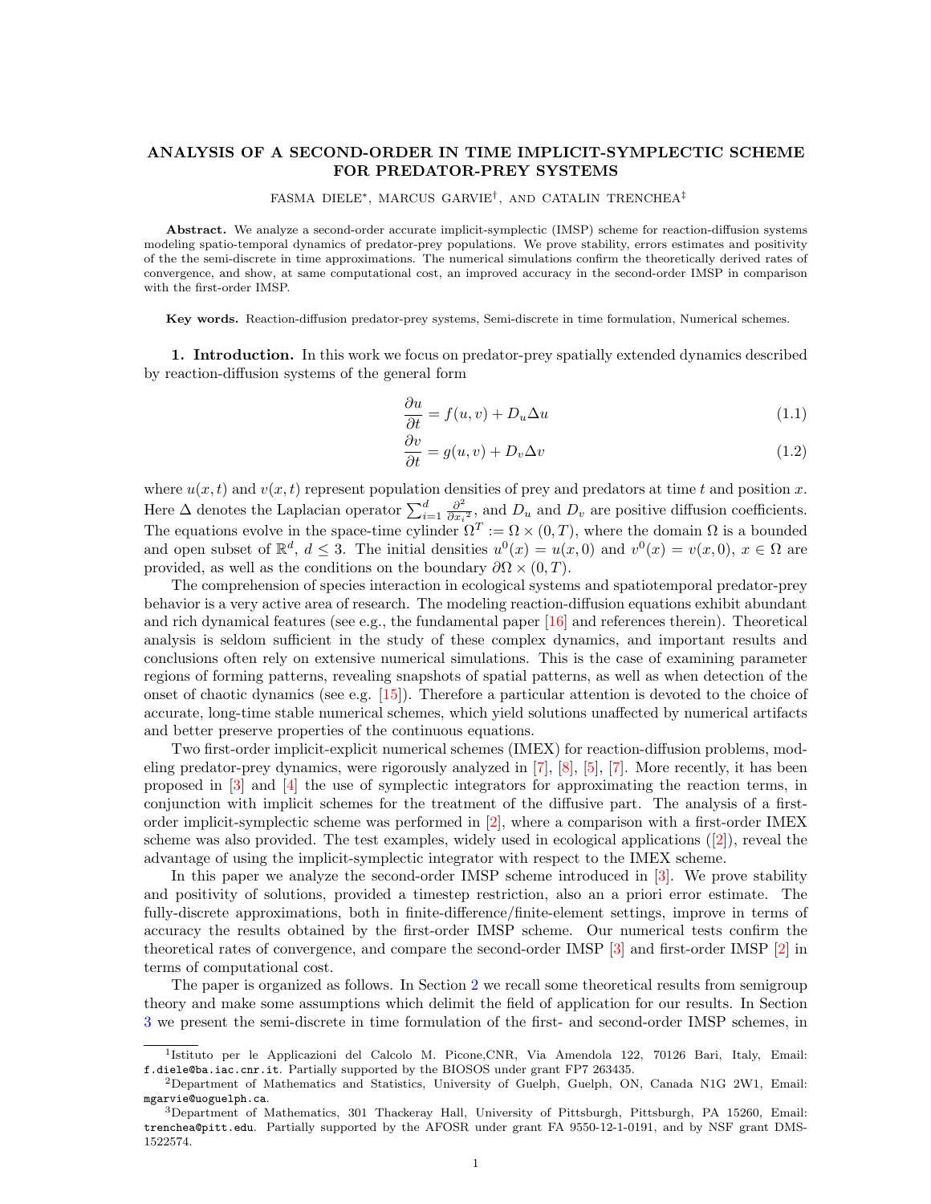# ANALYSIS OF A SECOND-ORDER IN TIME IMPLICIT-SYMPLECTIC SCHEME FOR PREDATOR-PREY SYSTEMS

FASMA DIELE*, MARCUS GARVIE†, AND CATALIN TRENCHEA‡

**Abstract.** We analyze a second-order accurate implicit-symplectic (IMSP) scheme for reaction-diffusion systems modeling spatio-temporal dynamics of predator-prey populations. We prove stability, errors estimates and positivity of the the semi-discrete in time approximations. The numerical simulations confirm the theoretically derived rates of convergence, and show, at same computational cost, an improved accuracy in the second-order IMSP in comparison with the first-order IMSP.

**Key words.** Reaction-diffusion predator-prey systems, Semi-discrete in time formulation, Numerical schemes.

## 1. Introduction.

In this work we focus on predator-prey spatially extended dynamics described by reaction-diffusion systems of the general form

$$\frac{\partial u}{\partial t} = f(u,v) + D_u \Delta u \tag{1.1}$$

$$\frac{\partial v}{\partial t} = g(u,v) + D_v \Delta v \tag{1.2}$$

where $u(x,t)$ and $v(x,t)$ represent population densities of prey and predators at time $t$ and position $x$. Here $\Delta$ denotes the Laplacian operator $\sum_{i=1}^{d} \frac{\partial^2}{\partial {x_i}^2}$, and $D_u$ and $D_v$ are positive diffusion coefficients. The equations evolve in the space-time cylinder $\Omega^T := \Omega \times (0,T)$, where the domain $\Omega$ is a bounded and open subset of $\mathbb{R}^d$, $d \leq 3$. The initial densities $u^0(x) = u(x,0)$ and $v^0(x) = v(x,0)$, $x \in \Omega$ are provided, as well as the conditions on the boundary $\partial\Omega \times (0,T)$.

The comprehension of species interaction in ecological systems and spatiotemporal predator-prey behavior is a very active area of research. The modeling reaction-diffusion equations exhibit abundant and rich dynamical features (see e.g., the fundamental paper [16] and references therein). Theoretical analysis is seldom sufficient in the study of these complex dynamics, and important results and conclusions often rely on extensive numerical simulations. This is the case of examining parameter regions of forming patterns, revealing snapshots of spatial patterns, as well as when detection of the onset of chaotic dynamics (see e.g. [15]). Therefore a particular attention is devoted to the choice of accurate, long-time stable numerical schemes, which yield solutions unaffected by numerical artifacts and better preserve properties of the continuous equations.

Two first-order implicit-explicit numerical schemes (IMEX) for reaction-diffusion problems, modeling predator-prey dynamics, were rigorously analyzed in [7], [8], [5], [7]. More recently, it has been proposed in [3] and [4] the use of symplectic integrators for approximating the reaction terms, in conjunction with implicit schemes for the treatment of the diffusive part. The analysis of a first-order implicit-symplectic scheme was performed in [2], where a comparison with a first-order IMEX scheme was also provided. The test examples, widely used in ecological applications ([2]), reveal the advantage of using the implicit-symplectic integrator with respect to the IMEX scheme.

In this paper we analyze the second-order IMSP scheme introduced in [3]. We prove stability and positivity of solutions, provided a timestep restriction, also an a priori error estimate. The fully-discrete approximations, both in finite-difference/finite-element settings, improve in terms of accuracy the results obtained by the first-order IMSP scheme. Our numerical tests confirm the theoretical rates of convergence, and compare the second-order IMSP [3] and first-order IMSP [2] in terms of computational cost.

The paper is organized as follows. In Section 2 we recall some theoretical results from semigroup theory and make some assumptions which delimit the field of application for our results. In Section 3 we present the semi-discrete in time formulation of the first- and second-order IMSP schemes, in

---

[1]Istituto per le Applicazioni del Calcolo M. Picone,CNR, Via Amendola 122, 70126 Bari, Italy, Email: f.diele@ba.iac.cnr.it. Partially supported by the BIOSOS under grant FP7 263435.

[2]Department of Mathematics and Statistics, University of Guelph, Guelph, ON, Canada N1G 2W1, Email: mgarvie@uoguelph.ca.

[3]Department of Mathematics, 301 Thackeray Hall, University of Pittsburgh, Pittsburgh, PA 15260, Email: trenchea@pitt.edu. Partially supported by the AFOSR under grant FA 9550-12-1-0191, and by NSF grant DMS-1522574.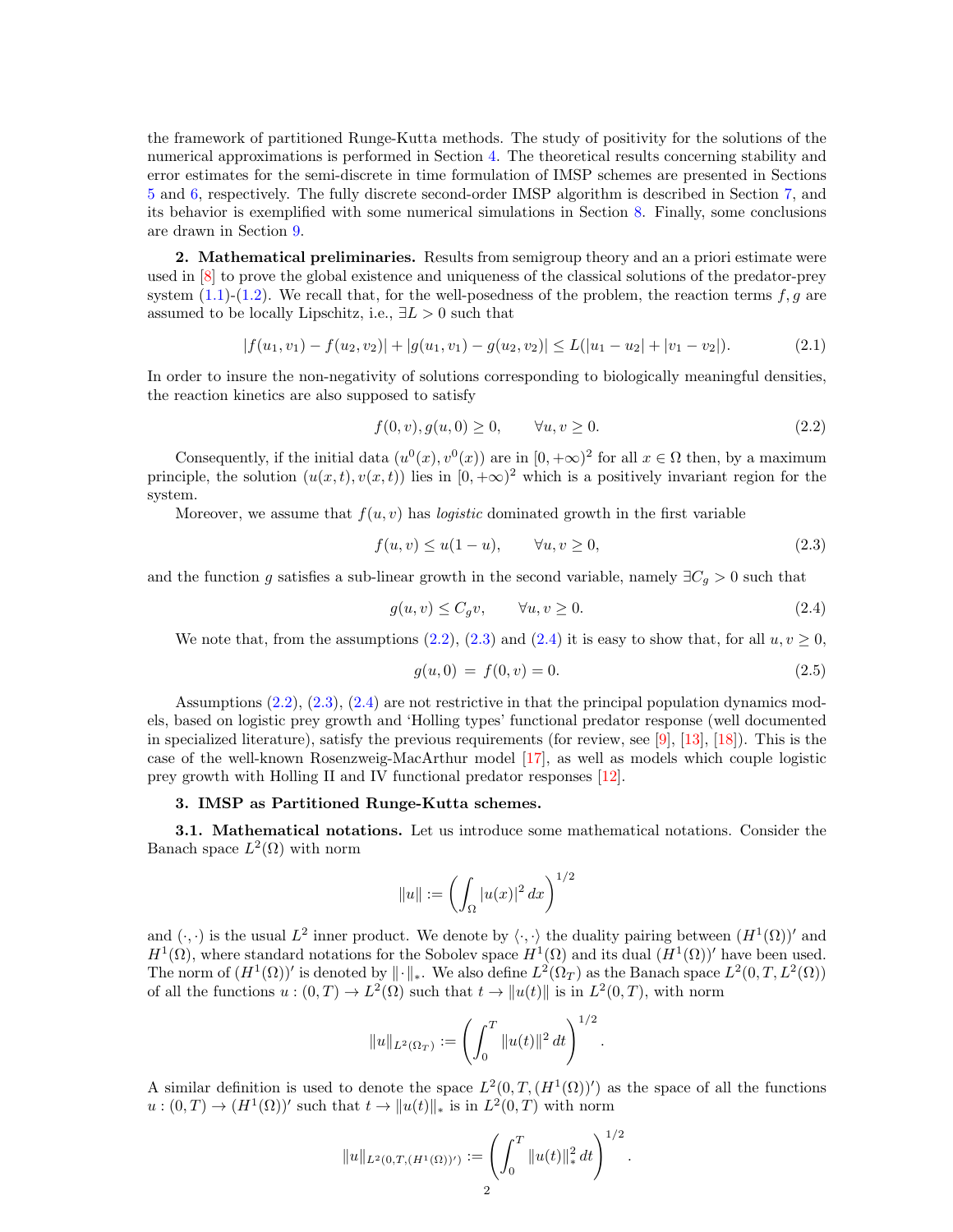the framework of partitioned Runge-Kutta methods. The study of positivity for the solutions of the numerical approximations is performed in Section 4. The theoretical results concerning stability and error estimates for the semi-discrete in time formulation of IMSP schemes are presented in Sections 5 and 6, respectively. The fully discrete second-order IMSP algorithm is described in Section 7, and its behavior is exemplified with some numerical simulations in Section 8. Finally, some conclusions are drawn in Section 9.

## 2. Mathematical preliminaries.

Results from semigroup theory and an a priori estimate were used in [8] to prove the global existence and uniqueness of the classical solutions of the predator-prey system (1.1)-(1.2). We recall that, for the well-posedness of the problem, the reaction terms $f, g$ are assumed to be locally Lipschitz, i.e., $\exists L > 0$ such that

$$|f(u_1, v_1) - f(u_2, v_2)| + |g(u_1, v_1) - g(u_2, v_2)| \le L(|u_1 - u_2| + |v_1 - v_2|). \tag{2.1}$$

In order to insure the non-negativity of solutions corresponding to biologically meaningful densities, the reaction kinetics are also supposed to satisfy

$$f(0, v), g(u, 0) \ge 0, \qquad \forall u, v \ge 0. \tag{2.2}$$

Consequently, if the initial data $(u^0(x), v^0(x))$ are in $[0, +\infty)^2$ for all $x \in \Omega$ then, by a maximum principle, the solution $(u(x,t), v(x,t))$ lies in $[0, +\infty)^2$ which is a positively invariant region for the system.

Moreover, we assume that $f(u, v)$ has *logistic* dominated growth in the first variable

$$f(u, v) \le u(1 - u), \qquad \forall u, v \ge 0, \tag{2.3}$$

and the function $g$ satisfies a sub-linear growth in the second variable, namely $\exists C_g > 0$ such that

$$g(u, v) \le C_g v, \qquad \forall u, v \ge 0. \tag{2.4}$$

We note that, from the assumptions (2.2), (2.3) and (2.4) it is easy to show that, for all $u, v \ge 0$,

$$g(u, 0) \; = \; f(0, v) = 0. \tag{2.5}$$

Assumptions (2.2), (2.3), (2.4) are not restrictive in that the principal population dynamics models, based on logistic prey growth and 'Holling types' functional predator response (well documented in specialized literature), satisfy the previous requirements (for review, see [9], [13], [18]). This is the case of the well-known Rosenzweig-MacArthur model [17], as well as models which couple logistic prey growth with Holling II and IV functional predator responses [12].

## 3. IMSP as Partitioned Runge-Kutta schemes.

### 3.1. Mathematical notations.

Let us introduce some mathematical notations. Consider the Banach space $L^2(\Omega)$ with norm

$$\|u\| := \left( \int_\Omega |u(x)|^2 \, dx \right)^{1/2}$$

and $(\cdot, \cdot)$ is the usual $L^2$ inner product. We denote by $\langle \cdot, \cdot \rangle$ the duality pairing between $(H^1(\Omega))'$ and $H^1(\Omega)$, where standard notations for the Sobolev space $H^1(\Omega)$ and its dual $(H^1(\Omega))'$ have been used. The norm of $(H^1(\Omega))'$ is denoted by $\|\cdot\|_*$. We also define $L^2(\Omega_T)$ as the Banach space $L^2(0, T, L^2(\Omega))$ of all the functions $u : (0, T) \to L^2(\Omega)$ such that $t \to \|u(t)\|$ is in $L^2(0, T)$, with norm

$$\|u\|_{L^2(\Omega_T)} := \left( \int_0^T \|u(t)\|^2 \, dt \right)^{1/2}.$$

A similar definition is used to denote the space $L^2(0, T, (H^1(\Omega))')$ as the space of all the functions $u : (0, T) \to (H^1(\Omega))'$ such that $t \to \|u(t)\|_*$ is in $L^2(0, T)$ with norm

$$\|u\|_{L^2(0,T,(H^1(\Omega))')} := \left( \int_0^T \|u(t)\|_*^2 \, dt \right)^{1/2}.$$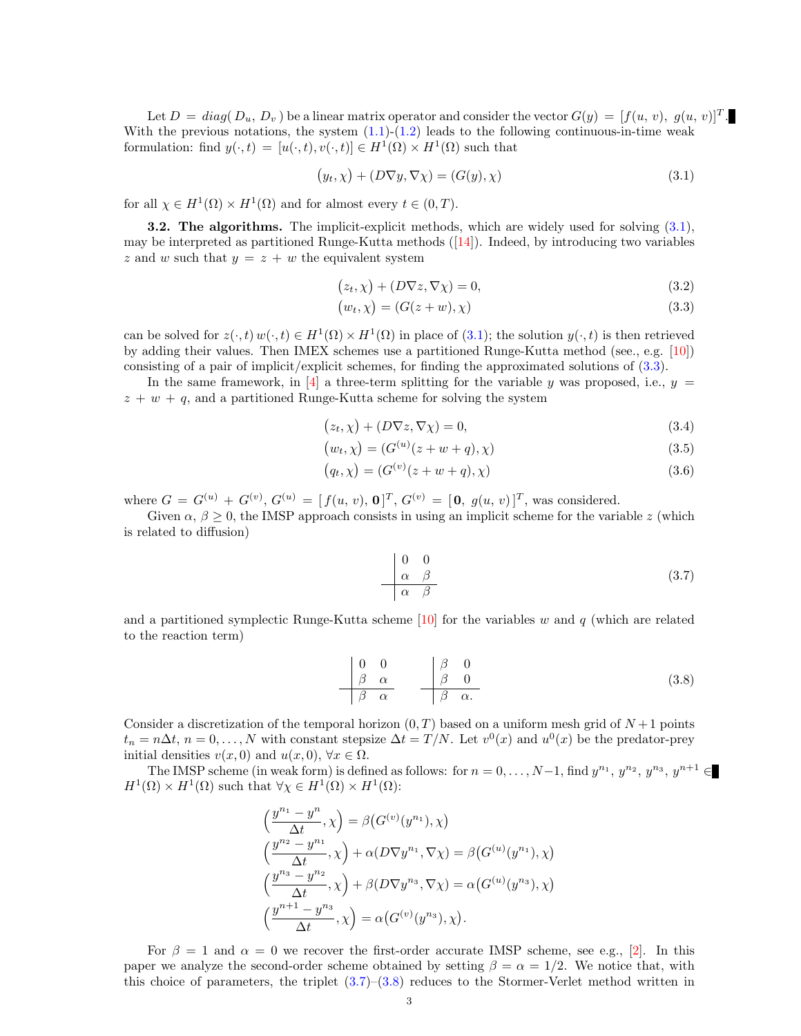Let $D = diag(\, D_u,\, D_v\,)$ be a linear matrix operator and consider the vector $G(y) = [f(u,\, v),\; g(u,\, v)]^T$. With the previous notations, the system (1.1)-(1.2) leads to the following continuous-in-time weak formulation: find $y(\cdot, t) = [u(\cdot, t), v(\cdot, t)] \in H^1(\Omega) \times H^1(\Omega)$ such that

$$\big(y_t, \chi\big) + (D\nabla y, \nabla \chi) = (G(y), \chi) \tag{3.1}$$

for all $\chi \in H^1(\Omega) \times H^1(\Omega)$ and for almost every $t \in (0, T)$.

**3.2. The algorithms.** The implicit-explicit methods, which are widely used for solving (3.1), may be interpreted as partitioned Runge-Kutta methods ([14]). Indeed, by introducing two variables $z$ and $w$ such that $y = z + w$ the equivalent system

$$\big(z_t, \chi\big) + (D\nabla z, \nabla \chi) = 0, \tag{3.2}$$

$$\big(w_t, \chi\big) = (G(z + w), \chi) \tag{3.3}$$

can be solved for $z(\cdot, t)\, w(\cdot, t) \in H^1(\Omega) \times H^1(\Omega)$ in place of (3.1); the solution $y(\cdot, t)$ is then retrieved by adding their values. Then IMEX schemes use a partitioned Runge-Kutta method (see., e.g. [10]) consisting of a pair of implicit/explicit schemes, for finding the approximated solutions of (3.3).

In the same framework, in [4] a three-term splitting for the variable $y$ was proposed, i.e., $y = z + w + q$, and a partitioned Runge-Kutta scheme for solving the system

$$\big(z_t, \chi\big) + (D\nabla z, \nabla \chi) = 0, \tag{3.4}$$

$$\big(w_t, \chi\big) = (G^{(u)}(z + w + q), \chi) \tag{3.5}$$

$$\big(q_t, \chi\big) = (G^{(v)}(z + w + q), \chi) \tag{3.6}$$

where $G = G^{(u)} + G^{(v)}$, $G^{(u)} = [\, f(u, v),\, \mathbf{0}\,]^T$, $G^{(v)} = [\, \mathbf{0},\; g(u, v)\,]^T$, was considered.

Given $\alpha$, $\beta \geq 0$, the IMSP approach consists in using an implicit scheme for the variable $z$ (which is related to diffusion)

$$\begin{array}{c|cc} & 0 & 0 \\ & \alpha & \beta \\ \hline & \alpha & \beta \end{array} \tag{3.7}$$

and a partitioned symplectic Runge-Kutta scheme [10] for the variables $w$ and $q$ (which are related to the reaction term)

$$\begin{array}{c|cc} & 0 & 0 \\ & \beta & \alpha \\ \hline & \beta & \alpha \end{array} \qquad \begin{array}{c|cc} & \beta & 0 \\ & \beta & 0 \\ \hline & \beta & \alpha. \end{array} \tag{3.8}$$

Consider a discretization of the temporal horizon $(0, T)$ based on a uniform mesh grid of $N+1$ points $t_n = n\Delta t$, $n = 0, \ldots, N$ with constant stepsize $\Delta t = T/N$. Let $v^0(x)$ and $u^0(x)$ be the predator-prey initial densities $v(x, 0)$ and $u(x, 0)$, $\forall x \in \Omega$.

The IMSP scheme (in weak form) is defined as follows: for $n = 0, \ldots, N-1$, find $y^{n_1}$, $y^{n_2}$, $y^{n_3}$, $y^{n+1} \in H^1(\Omega) \times H^1(\Omega)$ such that $\forall \chi \in H^1(\Omega) \times H^1(\Omega)$:

$$\begin{aligned}
\Big(\frac{y^{n_1} - y^n}{\Delta t}, \chi\Big) &= \beta\big(G^{(v)}(y^{n_1}), \chi\big) \\
\Big(\frac{y^{n_2} - y^{n_1}}{\Delta t}, \chi\Big) + \alpha(D\nabla y^{n_1}, \nabla \chi) &= \beta\big(G^{(u)}(y^{n_1}), \chi\big) \\
\Big(\frac{y^{n_3} - y^{n_2}}{\Delta t}, \chi\Big) + \beta(D\nabla y^{n_3}, \nabla \chi) &= \alpha\big(G^{(u)}(y^{n_3}), \chi\big) \\
\Big(\frac{y^{n+1} - y^{n_3}}{\Delta t}, \chi\Big) &= \alpha\big(G^{(v)}(y^{n_3}), \chi\big).
\end{aligned}$$

For $\beta = 1$ and $\alpha = 0$ we recover the first-order accurate IMSP scheme, see e.g., [2]. In this paper we analyze the second-order scheme obtained by setting $\beta = \alpha = 1/2$. We notice that, with this choice of parameters, the triplet (3.7)–(3.8) reduces to the Stormer-Verlet method written in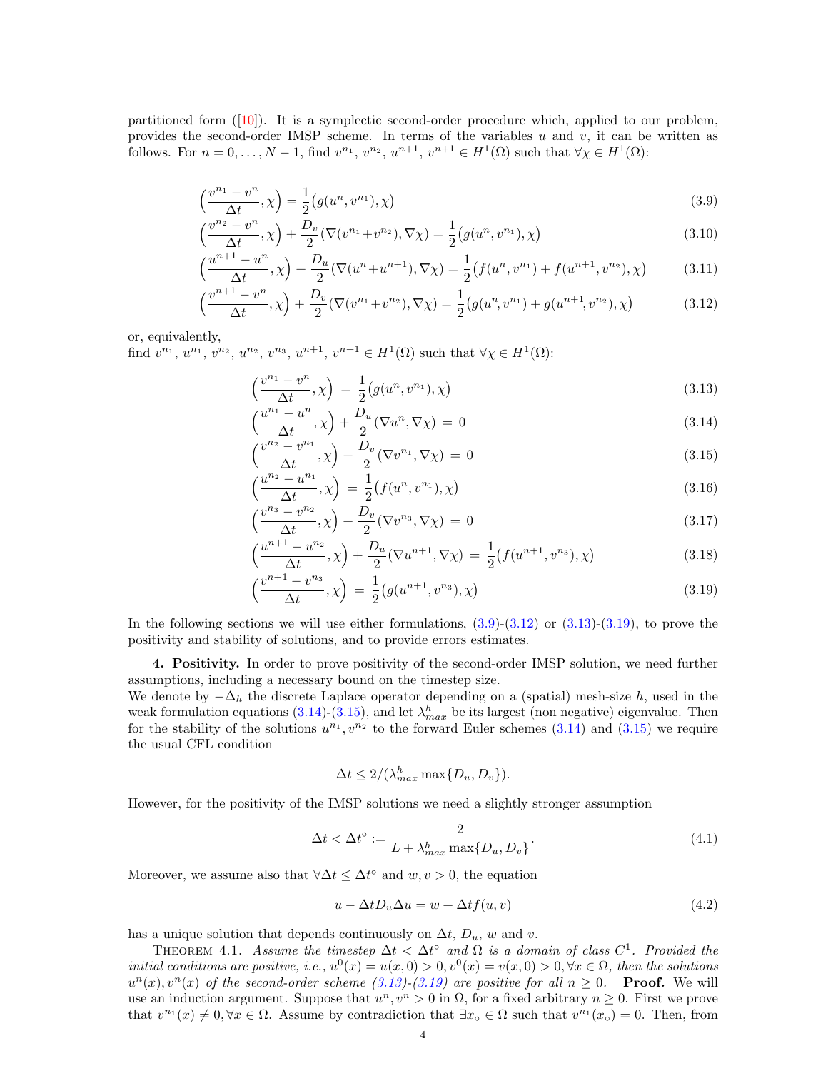partitioned form ([10]). It is a symplectic second-order procedure which, applied to our problem, provides the second-order IMSP scheme. In terms of the variables $u$ and $v$, it can be written as follows. For $n = 0, \ldots, N-1$, find $v^{n_1}$, $v^{n_2}$, $u^{n+1}$, $v^{n+1} \in H^1(\Omega)$ such that $\forall \chi \in H^1(\Omega)$:

$$\Big(\frac{v^{n_1} - v^n}{\Delta t}, \chi\Big) = \frac{1}{2}\big(g(u^n, v^{n_1}), \chi\big) \tag{3.9}$$

$$\Big(\frac{v^{n_2} - v^n}{\Delta t}, \chi\Big) + \frac{D_v}{2}(\nabla(v^{n_1} + v^{n_2}), \nabla\chi) = \frac{1}{2}\big(g(u^n, v^{n_1}), \chi\big) \tag{3.10}$$

$$\Big(\frac{u^{n+1} - u^n}{\Delta t}, \chi\Big) + \frac{D_u}{2}(\nabla(u^n + u^{n+1}), \nabla\chi) = \frac{1}{2}\big(f(u^n, v^{n_1}) + f(u^{n+1}, v^{n_2}), \chi\big) \tag{3.11}$$

$$\Big(\frac{v^{n+1} - v^n}{\Delta t}, \chi\Big) + \frac{D_v}{2}(\nabla(v^{n_1} + v^{n_2}), \nabla\chi) = \frac{1}{2}\big(g(u^n, v^{n_1}) + g(u^{n+1}, v^{n_2}), \chi\big) \tag{3.12}$$

or, equivalently,
find $v^{n_1}$, $u^{n_1}$, $v^{n_2}$, $u^{n_2}$, $v^{n_3}$, $u^{n+1}$, $v^{n+1} \in H^1(\Omega)$ such that $\forall \chi \in H^1(\Omega)$:

$$\Big(\frac{v^{n_1} - v^n}{\Delta t}, \chi\Big) = \frac{1}{2}\big(g(u^n, v^{n_1}), \chi\big) \tag{3.13}$$

$$\Big(\frac{u^{n_1} - u^n}{\Delta t}, \chi\Big) + \frac{D_u}{2}(\nabla u^n, \nabla\chi) = 0 \tag{3.14}$$

$$\Big(\frac{v^{n_2} - v^{n_1}}{\Delta t}, \chi\Big) + \frac{D_v}{2}(\nabla v^{n_1}, \nabla\chi) = 0 \tag{3.15}$$

$$\Big(\frac{u^{n_2} - u^{n_1}}{\Delta t}, \chi\Big) = \frac{1}{2}\big(f(u^n, v^{n_1}), \chi\big) \tag{3.16}$$

$$\Big(\frac{v^{n_3} - v^{n_2}}{\Delta t}, \chi\Big) + \frac{D_v}{2}(\nabla v^{n_3}, \nabla\chi) = 0 \tag{3.17}$$

$$\Big(\frac{u^{n+1} - u^{n_2}}{\Delta t}, \chi\Big) + \frac{D_u}{2}(\nabla u^{n+1}, \nabla\chi) = \frac{1}{2}\big(f(u^{n+1}, v^{n_3}), \chi\big) \tag{3.18}$$

$$\Big(\frac{v^{n+1} - v^{n_3}}{\Delta t}, \chi\Big) = \frac{1}{2}\big(g(u^{n+1}, v^{n_3}), \chi\big) \tag{3.19}$$

In the following sections we will use either formulations, (3.9)-(3.12) or (3.13)-(3.19), to prove the positivity and stability of solutions, and to provide errors estimates.

**4. Positivity.** In order to prove positivity of the second-order IMSP solution, we need further assumptions, including a necessary bound on the timestep size.
We denote by $-\Delta_h$ the discrete Laplace operator depending on a (spatial) mesh-size $h$, used in the weak formulation equations (3.14)-(3.15), and let $\lambda^h_{max}$ be its largest (non negative) eigenvalue. Then for the stability of the solutions $u^{n_1}, v^{n_2}$ to the forward Euler schemes (3.14) and (3.15) we require the usual CFL condition

$$\Delta t \leq 2/(\lambda^h_{max} \max\{D_u, D_v\}).$$

However, for the positivity of the IMSP solutions we need a slightly stronger assumption

$$\Delta t < \Delta t^{\circ} := \frac{2}{L + \lambda^h_{max} \max\{D_u, D_v\}}. \tag{4.1}$$

Moreover, we assume also that $\forall \Delta t \leq \Delta t^{\circ}$ and $w, v > 0$, the equation

$$u - \Delta t D_u \Delta u = w + \Delta t f(u, v) \tag{4.2}$$

has a unique solution that depends continuously on $\Delta t$, $D_u$, $w$ and $v$.

Theorem 4.1. *Assume the timestep $\Delta t < \Delta t^{\circ}$ and $\Omega$ is a domain of class $C^1$. Provided the initial conditions are positive, i.e., $u^0(x) = u(x, 0) > 0, v^0(x) = v(x, 0) > 0, \forall x \in \Omega$, then the solutions $u^n(x), v^n(x)$ of the second-order scheme (3.13)-(3.19) are positive for all $n \geq 0$.* **Proof.** We will use an induction argument. Suppose that $u^n, v^n > 0$ in $\Omega$, for a fixed arbitrary $n \geq 0$. First we prove that $v^{n_1}(x) \neq 0, \forall x \in \Omega$. Assume by contradiction that $\exists x_{\circ} \in \Omega$ such that $v^{n_1}(x_{\circ}) = 0$. Then, from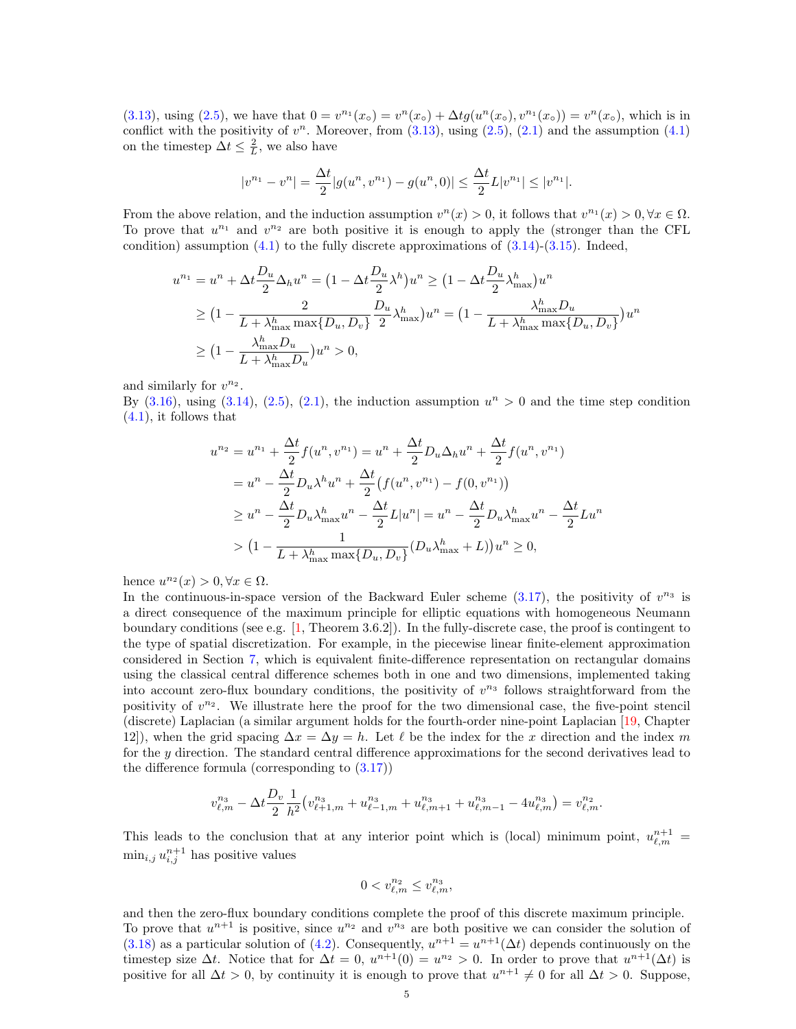(3.13), using (2.5), we have that $0 = v^{n_1}(x_\circ) = v^n(x_\circ) + \Delta t g(u^n(x_\circ), v^{n_1}(x_\circ)) = v^n(x_\circ)$, which is in conflict with the positivity of $v^n$. Moreover, from (3.13), using (2.5), (2.1) and the assumption (4.1) on the timestep $\Delta t \leq \frac{2}{L}$, we also have

$$|v^{n_1} - v^n| = \frac{\Delta t}{2}|g(u^n, v^{n_1}) - g(u^n, 0)| \leq \frac{\Delta t}{2} L|v^{n_1}| \leq |v^{n_1}|.$$

From the above relation, and the induction assumption $v^n(x) > 0$, it follows that $v^{n_1}(x) > 0, \forall x \in \Omega$. To prove that $u^{n_1}$ and $v^{n_2}$ are both positive it is enough to apply the (stronger than the CFL condition) assumption (4.1) to the fully discrete approximations of (3.14)-(3.15). Indeed,

$$\begin{aligned}
u^{n_1} &= u^n + \Delta t \frac{D_u}{2}\Delta_h u^n = \big(1 - \Delta t \frac{D_u}{2}\lambda^h\big)u^n \geq \big(1 - \Delta t \frac{D_u}{2}\lambda^h_{\max}\big)u^n \\
&\geq \big(1 - \frac{2}{L + \lambda^h_{\max}\max\{D_u, D_v\}}\frac{D_u}{2}\lambda^h_{\max}\big)u^n = \big(1 - \frac{\lambda^h_{\max} D_u}{L + \lambda^h_{\max}\max\{D_u, D_v\}}\big)u^n \\
&\geq \big(1 - \frac{\lambda^h_{\max} D_u}{L + \lambda^h_{\max} D_u}\big)u^n > 0,
\end{aligned}$$

and similarly for $v^{n_2}$.
By (3.16), using (3.14), (2.5), (2.1), the induction assumption $u^n > 0$ and the time step condition (4.1), it follows that

$$\begin{aligned}
u^{n_2} &= u^{n_1} + \frac{\Delta t}{2} f(u^n, v^{n_1}) = u^n + \frac{\Delta t}{2} D_u \Delta_h u^n + \frac{\Delta t}{2} f(u^n, v^{n_1}) \\
&= u^n - \frac{\Delta t}{2} D_u \lambda^h u^n + \frac{\Delta t}{2}\big(f(u^n, v^{n_1}) - f(0, v^{n_1})\big) \\
&\geq u^n - \frac{\Delta t}{2} D_u \lambda^h_{\max} u^n - \frac{\Delta t}{2} L|u^n| = u^n - \frac{\Delta t}{2} D_u \lambda^h_{\max} u^n - \frac{\Delta t}{2} L u^n \\
&> \big(1 - \frac{1}{L + \lambda^h_{\max}\max\{D_u, D_v\}}(D_u \lambda^h_{\max} + L)\big)u^n \geq 0,
\end{aligned}$$

hence $u^{n_2}(x) > 0, \forall x \in \Omega$.
In the continuous-in-space version of the Backward Euler scheme (3.17), the positivity of $v^{n_3}$ is a direct consequence of the maximum principle for elliptic equations with homogeneous Neumann boundary conditions (see e.g. [1, Theorem 3.6.2]). In the fully-discrete case, the proof is contingent to the type of spatial discretization. For example, in the piecewise linear finite-element approximation considered in Section 7, which is equivalent finite-difference representation on rectangular domains using the classical central difference schemes both in one and two dimensions, implemented taking into account zero-flux boundary conditions, the positivity of $v^{n_3}$ follows straightforward from the positivity of $v^{n_2}$. We illustrate here the proof for the two dimensional case, the five-point stencil (discrete) Laplacian (a similar argument holds for the fourth-order nine-point Laplacian [19, Chapter 12]), when the grid spacing $\Delta x = \Delta y = h$. Let $\ell$ be the index for the $x$ direction and the index $m$ for the $y$ direction. The standard central difference approximations for the second derivatives lead to the difference formula (corresponding to (3.17))

$$v^{n_3}_{\ell,m} - \Delta t \frac{D_v}{2}\frac{1}{h^2}\big(v^{n_3}_{\ell+1,m} + u^{n_3}_{\ell-1,m} + u^{n_3}_{\ell,m+1} + u^{n_3}_{\ell,m-1} - 4u^{n_3}_{\ell,m}\big) = v^{n_2}_{\ell,m}.$$

This leads to the conclusion that at any interior point which is (local) minimum point, $u^{n+1}_{\ell,m} = \min_{i,j} u^{n+1}_{i,j}$ has positive values

$$0 < v^{n_2}_{\ell,m} \leq v^{n_3}_{\ell,m},$$

and then the zero-flux boundary conditions complete the proof of this discrete maximum principle.
To prove that $u^{n+1}$ is positive, since $u^{n_2}$ and $v^{n_3}$ are both positive we can consider the solution of (3.18) as a particular solution of (4.2). Consequently, $u^{n+1} = u^{n+1}(\Delta t)$ depends continuously on the timestep size $\Delta t$. Notice that for $\Delta t = 0$, $u^{n+1}(0) = u^{n_2} > 0$. In order to prove that $u^{n+1}(\Delta t)$ is positive for all $\Delta t > 0$, by continuity it is enough to prove that $u^{n+1} \neq 0$ for all $\Delta t > 0$. Suppose,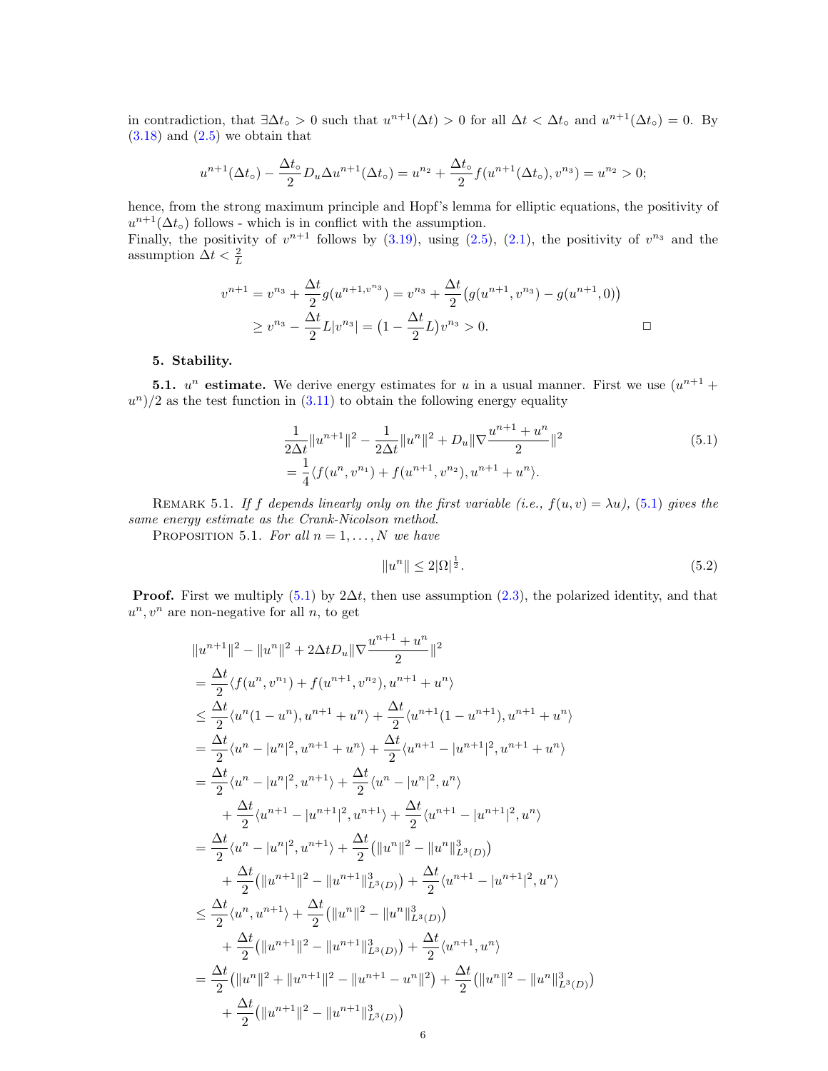in contradiction, that $\exists \Delta t_\circ > 0$ such that $u^{n+1}(\Delta t) > 0$ for all $\Delta t < \Delta t_\circ$ and $u^{n+1}(\Delta t_\circ) = 0$. By (3.18) and (2.5) we obtain that

$$u^{n+1}(\Delta t_\circ) - \frac{\Delta t_\circ}{2} D_u \Delta u^{n+1}(\Delta t_\circ) = u^{n_2} + \frac{\Delta t_\circ}{2} f(u^{n+1}(\Delta t_\circ), v^{n_3}) = u^{n_2} > 0;$$

hence, from the strong maximum principle and Hopf's lemma for elliptic equations, the positivity of $u^{n+1}(\Delta t_\circ)$ follows - which is in conflict with the assumption.
Finally, the positivity of $v^{n+1}$ follows by (3.19), using (2.5), (2.1), the positivity of $v^{n_3}$ and the assumption $\Delta t < \frac{2}{L}$

$$\begin{aligned} v^{n+1} &= v^{n_3} + \frac{\Delta t}{2} g(u^{n+1, v^{n_3}}) = v^{n_3} + \frac{\Delta t}{2}\big(g(u^{n+1}, v^{n_3}) - g(u^{n+1}, 0)\big) \\ &\geq v^{n_3} - \frac{\Delta t}{2} L |v^{n_3}| = \big(1 - \frac{\Delta t}{2} L\big) v^{n_3} > 0. \end{aligned}$$

□

## 5. Stability.

**5.1. $u^n$ estimate.** We derive energy estimates for $u$ in a usual manner. First we use $(u^{n+1} + u^n)/2$ as the test function in (3.11) to obtain the following energy equality

$$\begin{aligned} &\frac{1}{2\Delta t}\|u^{n+1}\|^2 - \frac{1}{2\Delta t}\|u^n\|^2 + D_u \|\nabla \frac{u^{n+1} + u^n}{2}\|^2 \\ &= \frac{1}{4}\langle f(u^n, v^{n_1}) + f(u^{n+1}, v^{n_2}), u^{n+1} + u^n\rangle. \end{aligned} \tag{5.1}$$

Remark 5.1. *If $f$ depends linearly only on the first variable (i.e., $f(u, v) = \lambda u$), (5.1) gives the same energy estimate as the Crank-Nicolson method.*

Proposition 5.1. *For all $n = 1, \ldots, N$ we have*

$$\|u^n\| \leq 2|\Omega|^{\frac{1}{2}}. \tag{5.2}$$

**Proof.** First we multiply (5.1) by $2\Delta t$, then use assumption (2.3), the polarized identity, and that $u^n, v^n$ are non-negative for all $n$, to get

$$\begin{aligned} &\|u^{n+1}\|^2 - \|u^n\|^2 + 2\Delta t D_u \|\nabla \frac{u^{n+1} + u^n}{2}\|^2 \\ &= \frac{\Delta t}{2}\langle f(u^n, v^{n_1}) + f(u^{n+1}, v^{n_2}), u^{n+1} + u^n\rangle \\ &\leq \frac{\Delta t}{2}\langle u^n(1 - u^n), u^{n+1} + u^n\rangle + \frac{\Delta t}{2}\langle u^{n+1}(1 - u^{n+1}), u^{n+1} + u^n\rangle \\ &= \frac{\Delta t}{2}\langle u^n - |u^n|^2, u^{n+1} + u^n\rangle + \frac{\Delta t}{2}\langle u^{n+1} - |u^{n+1}|^2, u^{n+1} + u^n\rangle \\ &= \frac{\Delta t}{2}\langle u^n - |u^n|^2, u^{n+1}\rangle + \frac{\Delta t}{2}\langle u^n - |u^n|^2, u^n\rangle \\ &\quad + \frac{\Delta t}{2}\langle u^{n+1} - |u^{n+1}|^2, u^{n+1}\rangle + \frac{\Delta t}{2}\langle u^{n+1} - |u^{n+1}|^2, u^n\rangle \\ &= \frac{\Delta t}{2}\langle u^n - |u^n|^2, u^{n+1}\rangle + \frac{\Delta t}{2}\big(\|u^n\|^2 - \|u^n\|^3_{L^3(D)}\big) \\ &\quad + \frac{\Delta t}{2}\big(\|u^{n+1}\|^2 - \|u^{n+1}\|^3_{L^3(D)}\big) + \frac{\Delta t}{2}\langle u^{n+1} - |u^{n+1}|^2, u^n\rangle \\ &\leq \frac{\Delta t}{2}\langle u^n, u^{n+1}\rangle + \frac{\Delta t}{2}\big(\|u^n\|^2 - \|u^n\|^3_{L^3(D)}\big) \\ &\quad + \frac{\Delta t}{2}\big(\|u^{n+1}\|^2 - \|u^{n+1}\|^3_{L^3(D)}\big) + \frac{\Delta t}{2}\langle u^{n+1}, u^n\rangle \\ &= \frac{\Delta t}{2}\big(\|u^n\|^2 + \|u^{n+1}\|^2 - \|u^{n+1} - u^n\|^2\big) + \frac{\Delta t}{2}\big(\|u^n\|^2 - \|u^n\|^3_{L^3(D)}\big) \\ &\quad + \frac{\Delta t}{2}\big(\|u^{n+1}\|^2 - \|u^{n+1}\|^3_{L^3(D)}\big) \end{aligned}$$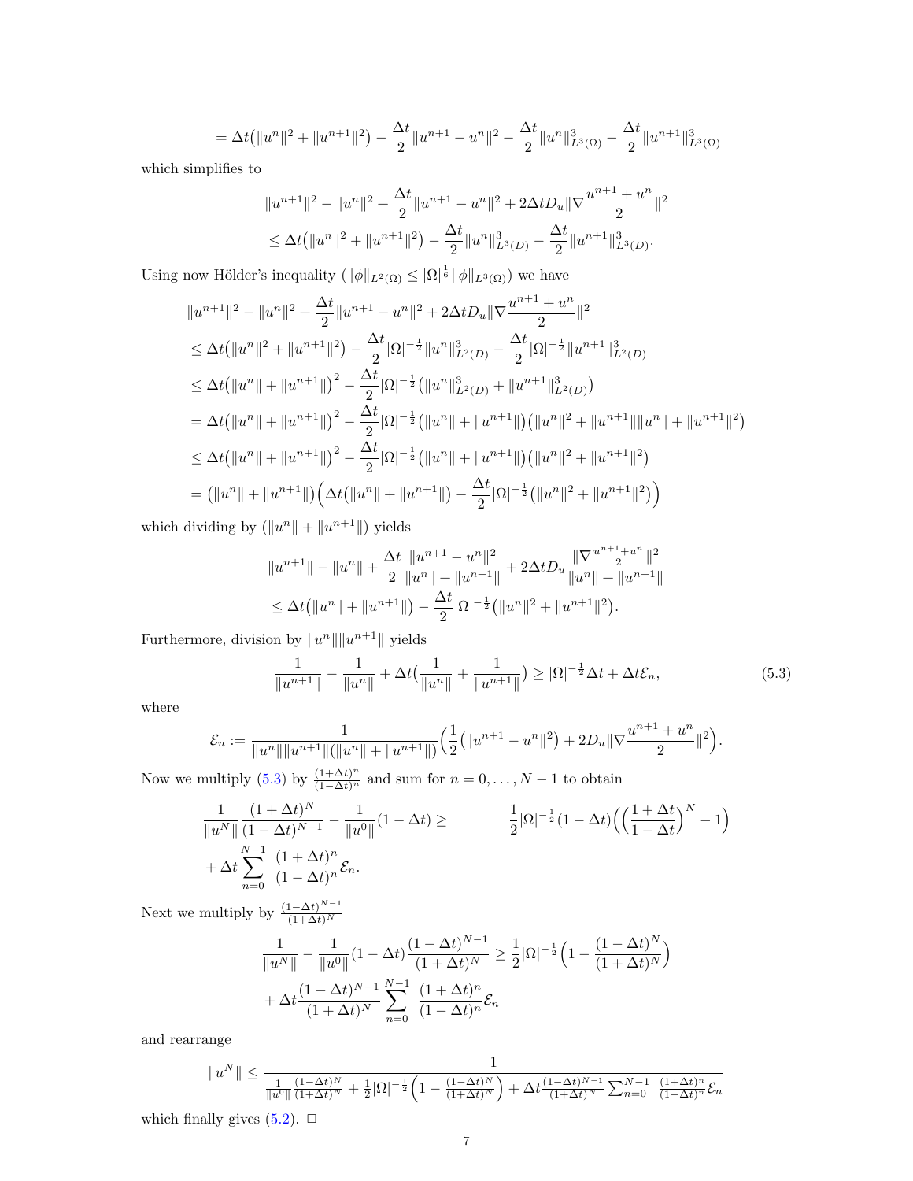$$= \Delta t\big(\|u^n\|^2 + \|u^{n+1}\|^2\big) - \frac{\Delta t}{2}\|u^{n+1} - u^n\|^2 - \frac{\Delta t}{2}\|u^n\|^3_{L^3(\Omega)} - \frac{\Delta t}{2}\|u^{n+1}\|^3_{L^3(\Omega)}$$

which simplifies to

$$\|u^{n+1}\|^2 - \|u^n\|^2 + \frac{\Delta t}{2}\|u^{n+1} - u^n\|^2 + 2\Delta t D_u\|\nabla\frac{u^{n+1}+u^n}{2}\|^2$$
$$\leq \Delta t\big(\|u^n\|^2 + \|u^{n+1}\|^2\big) - \frac{\Delta t}{2}\|u^n\|^3_{L^3(D)} - \frac{\Delta t}{2}\|u^{n+1}\|^3_{L^3(D)}.$$

Using now Hölder's inequality ($\|\phi\|_{L^2(\Omega)} \leq |\Omega|^{\frac{1}{6}}\|\phi\|_{L^3(\Omega)}$) we have

$$\begin{aligned}
&\|u^{n+1}\|^2 - \|u^n\|^2 + \frac{\Delta t}{2}\|u^{n+1} - u^n\|^2 + 2\Delta t D_u\|\nabla\frac{u^{n+1}+u^n}{2}\|^2 \\
&\leq \Delta t\big(\|u^n\|^2 + \|u^{n+1}\|^2\big) - \frac{\Delta t}{2}|\Omega|^{-\frac{1}{2}}\|u^n\|^3_{L^2(D)} - \frac{\Delta t}{2}|\Omega|^{-\frac{1}{2}}\|u^{n+1}\|^3_{L^2(D)} \\
&\leq \Delta t\big(\|u^n\| + \|u^{n+1}\|\big)^2 - \frac{\Delta t}{2}|\Omega|^{-\frac{1}{2}}\big(\|u^n\|^3_{L^2(D)} + \|u^{n+1}\|^3_{L^2(D)}\big) \\
&= \Delta t\big(\|u^n\| + \|u^{n+1}\|\big)^2 - \frac{\Delta t}{2}|\Omega|^{-\frac{1}{2}}\big(\|u^n\| + \|u^{n+1}\|\big)\big(\|u^n\|^2 + \|u^{n+1}\|\|u^n\| + \|u^{n+1}\|^2\big) \\
&\leq \Delta t\big(\|u^n\| + \|u^{n+1}\|\big)^2 - \frac{\Delta t}{2}|\Omega|^{-\frac{1}{2}}\big(\|u^n\| + \|u^{n+1}\|\big)\big(\|u^n\|^2 + \|u^{n+1}\|^2\big) \\
&= \big(\|u^n\| + \|u^{n+1}\|\big)\Big(\Delta t\big(\|u^n\| + \|u^{n+1}\|\big) - \frac{\Delta t}{2}|\Omega|^{-\frac{1}{2}}\big(\|u^n\|^2 + \|u^{n+1}\|^2\big)\Big)
\end{aligned}$$

which dividing by $(\|u^n\| + \|u^{n+1}\|)$ yields

$$\|u^{n+1}\| - \|u^n\| + \frac{\Delta t}{2}\frac{\|u^{n+1} - u^n\|^2}{\|u^n\| + \|u^{n+1}\|} + 2\Delta t D_u\frac{\|\nabla\frac{u^{n+1}+u^n}{2}\|^2}{\|u^n\| + \|u^{n+1}\|}$$
$$\leq \Delta t\big(\|u^n\| + \|u^{n+1}\|\big) - \frac{\Delta t}{2}|\Omega|^{-\frac{1}{2}}\big(\|u^n\|^2 + \|u^{n+1}\|^2\big).$$

Furthermore, division by $\|u^n\|\|u^{n+1}\|$ yields

$$\frac{1}{\|u^{n+1}\|} - \frac{1}{\|u^n\|} + \Delta t\big(\frac{1}{\|u^n\|} + \frac{1}{\|u^{n+1}\|}\big) \geq |\Omega|^{-\frac{1}{2}}\Delta t + \Delta t\mathcal{E}_n, \tag{5.3}$$

where

$$\mathcal{E}_n := \frac{1}{\|u^n\|\|u^{n+1}\|(\|u^n\| + \|u^{n+1}\|)}\Big(\frac{1}{2}\big(\|u^{n+1} - u^n\|^2\big) + 2D_u\|\nabla\frac{u^{n+1}+u^n}{2}\|^2\Big).$$

Now we multiply (5.3) by $\frac{(1+\Delta t)^n}{(1-\Delta t)^n}$ and sum for $n = 0, \ldots, N-1$ to obtain

$$\frac{1}{\|u^N\|}\frac{(1+\Delta t)^N}{(1-\Delta t)^{N-1}} - \frac{1}{\|u^0\|}(1-\Delta t) \geq \frac{1}{2}|\Omega|^{-\frac{1}{2}}(1-\Delta t)\Big(\Big(\frac{1+\Delta t}{1-\Delta t}\Big)^N - 1\Big)$$
$$+ \Delta t\sum_{n=0}^{N-1}\frac{(1+\Delta t)^n}{(1-\Delta t)^n}\mathcal{E}_n.$$

Next we multiply by $\frac{(1-\Delta t)^{N-1}}{(1+\Delta t)^N}$

$$\frac{1}{\|u^N\|} - \frac{1}{\|u^0\|}(1-\Delta t)\frac{(1-\Delta t)^{N-1}}{(1+\Delta t)^N} \geq \frac{1}{2}|\Omega|^{-\frac{1}{2}}\Big(1 - \frac{(1-\Delta t)^N}{(1+\Delta t)^N}\Big)$$
$$+ \Delta t\frac{(1-\Delta t)^{N-1}}{(1+\Delta t)^N}\sum_{n=0}^{N-1}\frac{(1+\Delta t)^n}{(1-\Delta t)^n}\mathcal{E}_n$$

and rearrange

$$\|u^N\| \leq \frac{1}{\frac{1}{\|u^0\|}\frac{(1-\Delta t)^N}{(1+\Delta t)^N} + \frac{1}{2}|\Omega|^{-\frac{1}{2}}\Big(1 - \frac{(1-\Delta t)^N}{(1+\Delta t)^N}\Big) + \Delta t\frac{(1-\Delta t)^{N-1}}{(1+\Delta t)^N}\sum_{n=0}^{N-1}\frac{(1+\Delta t)^n}{(1-\Delta t)^n}\mathcal{E}_n}$$

which finally gives (5.2). □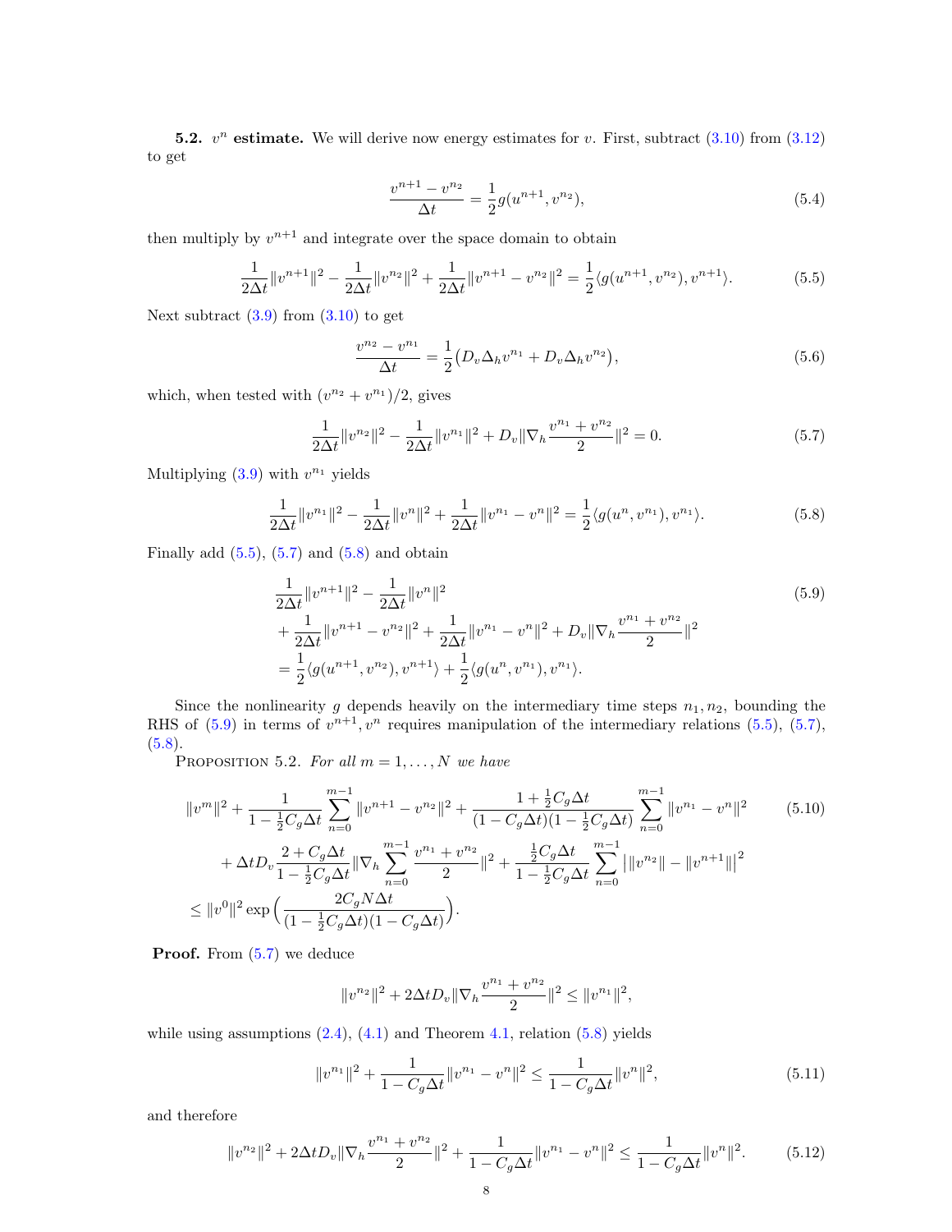**5.2. $v^n$ estimate.** We will derive now energy estimates for $v$. First, subtract (3.10) from (3.12) to get

$$\frac{v^{n+1} - v^{n_2}}{\Delta t} = \frac{1}{2} g(u^{n+1}, v^{n_2}), \tag{5.4}$$

then multiply by $v^{n+1}$ and integrate over the space domain to obtain

$$\frac{1}{2\Delta t}\|v^{n+1}\|^2 - \frac{1}{2\Delta t}\|v^{n_2}\|^2 + \frac{1}{2\Delta t}\|v^{n+1} - v^{n_2}\|^2 = \frac{1}{2}\langle g(u^{n+1}, v^{n_2}), v^{n+1}\rangle. \tag{5.5}$$

Next subtract (3.9) from (3.10) to get

$$\frac{v^{n_2} - v^{n_1}}{\Delta t} = \frac{1}{2}\big(D_v \Delta_h v^{n_1} + D_v \Delta_h v^{n_2}\big), \tag{5.6}$$

which, when tested with $(v^{n_2} + v^{n_1})/2$, gives

$$\frac{1}{2\Delta t}\|v^{n_2}\|^2 - \frac{1}{2\Delta t}\|v^{n_1}\|^2 + D_v\|\nabla_h \frac{v^{n_1} + v^{n_2}}{2}\|^2 = 0. \tag{5.7}$$

Multiplying (3.9) with $v^{n_1}$ yields

$$\frac{1}{2\Delta t}\|v^{n_1}\|^2 - \frac{1}{2\Delta t}\|v^{n}\|^2 + \frac{1}{2\Delta t}\|v^{n_1} - v^{n}\|^2 = \frac{1}{2}\langle g(u^{n}, v^{n_1}), v^{n_1}\rangle. \tag{5.8}$$

Finally add (5.5), (5.7) and (5.8) and obtain

$$\begin{aligned}
&\frac{1}{2\Delta t}\|v^{n+1}\|^2 - \frac{1}{2\Delta t}\|v^{n}\|^2 \\
&+ \frac{1}{2\Delta t}\|v^{n+1} - v^{n_2}\|^2 + \frac{1}{2\Delta t}\|v^{n_1} - v^{n}\|^2 + D_v\|\nabla_h \frac{v^{n_1} + v^{n_2}}{2}\|^2 \\
&= \frac{1}{2}\langle g(u^{n+1}, v^{n_2}), v^{n+1}\rangle + \frac{1}{2}\langle g(u^{n}, v^{n_1}), v^{n_1}\rangle.
\end{aligned} \tag{5.9}$$

Since the nonlinearity $g$ depends heavily on the intermediary time steps $n_1, n_2$, bounding the RHS of (5.9) in terms of $v^{n+1}, v^n$ requires manipulation of the intermediary relations (5.5), (5.7), (5.8).

PROPOSITION 5.2. *For all $m = 1, \dots, N$ we have*

$$\begin{aligned}
&\|v^m\|^2 + \frac{1}{1 - \frac{1}{2}C_g\Delta t}\sum_{n=0}^{m-1}\|v^{n+1} - v^{n_2}\|^2 + \frac{1 + \frac{1}{2}C_g\Delta t}{(1 - C_g\Delta t)(1 - \frac{1}{2}C_g\Delta t)}\sum_{n=0}^{m-1}\|v^{n_1} - v^{n}\|^2 \\
&+ \Delta t D_v \frac{2 + C_g\Delta t}{1 - \frac{1}{2}C_g\Delta t}\|\nabla_h \sum_{n=0}^{m-1}\frac{v^{n_1} + v^{n_2}}{2}\|^2 + \frac{\frac{1}{2}C_g\Delta t}{1 - \frac{1}{2}C_g\Delta t}\sum_{n=0}^{m-1}\big|\|v^{n_2}\| - \|v^{n+1}\|\big|^2 \\
&\le \|v^0\|^2 \exp\Big(\frac{2C_g N\Delta t}{(1 - \frac{1}{2}C_g\Delta t)(1 - C_g\Delta t)}\Big).
\end{aligned} \tag{5.10}$$

**Proof.** From (5.7) we deduce

$$\|v^{n_2}\|^2 + 2\Delta t D_v\|\nabla_h \frac{v^{n_1} + v^{n_2}}{2}\|^2 \le \|v^{n_1}\|^2,$$

while using assumptions (2.4), (4.1) and Theorem 4.1, relation (5.8) yields

$$\|v^{n_1}\|^2 + \frac{1}{1 - C_g\Delta t}\|v^{n_1} - v^{n}\|^2 \le \frac{1}{1 - C_g\Delta t}\|v^{n}\|^2, \tag{5.11}$$

and therefore

$$\|v^{n_2}\|^2 + 2\Delta t D_v\|\nabla_h \frac{v^{n_1} + v^{n_2}}{2}\|^2 + \frac{1}{1 - C_g\Delta t}\|v^{n_1} - v^{n}\|^2 \le \frac{1}{1 - C_g\Delta t}\|v^{n}\|^2. \tag{5.12}$$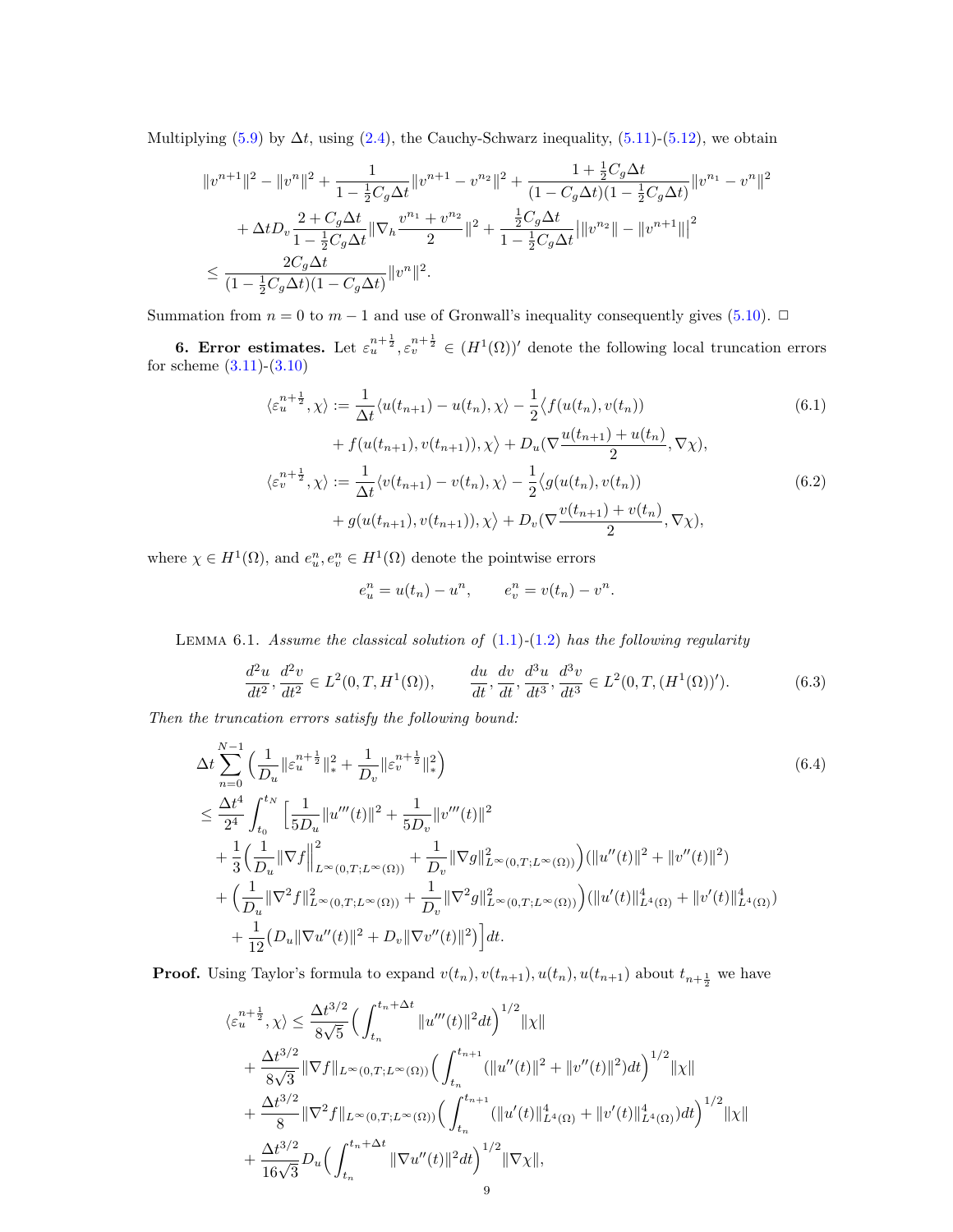Multiplying (5.9) by $\Delta t$, using (2.4), the Cauchy-Schwarz inequality, (5.11)-(5.12), we obtain

$$
\begin{aligned}
&\|v^{n+1}\|^2 - \|v^n\|^2 + \frac{1}{1-\frac{1}{2}C_g\Delta t}\|v^{n+1} - v^{n_2}\|^2 + \frac{1+\frac{1}{2}C_g\Delta t}{(1-C_g\Delta t)(1-\frac{1}{2}C_g\Delta t)}\|v^{n_1} - v^n\|^2 \\
&\quad + \Delta t D_v \frac{2+C_g\Delta t}{1-\frac{1}{2}C_g\Delta t}\|\nabla_h \frac{v^{n_1}+v^{n_2}}{2}\|^2 + \frac{\frac{1}{2}C_g\Delta t}{1-\frac{1}{2}C_g\Delta t}\big|\|v^{n_2}\| - \|v^{n+1}\|\big|^2 \\
&\le \frac{2C_g\Delta t}{(1-\frac{1}{2}C_g\Delta t)(1-C_g\Delta t)}\|v^n\|^2.
\end{aligned}
$$

Summation from $n=0$ to $m-1$ and use of Gronwall's inequality consequently gives (5.10). $\square$

**6. Error estimates.** Let $\varepsilon_u^{n+\frac{1}{2}}, \varepsilon_v^{n+\frac{1}{2}} \in (H^1(\Omega))'$ denote the following local truncation errors for scheme (3.11)-(3.10)

$$
\begin{aligned}
\langle \varepsilon_u^{n+\frac{1}{2}}, \chi\rangle &:= \frac{1}{\Delta t}\langle u(t_{n+1}) - u(t_n), \chi\rangle - \frac{1}{2}\big\langle f(u(t_n), v(t_n)) \\
&\quad + f(u(t_{n+1}), v(t_{n+1})), \chi\big\rangle + D_u(\nabla\frac{u(t_{n+1})+u(t_n)}{2}, \nabla\chi),
\end{aligned} \tag{6.1}
$$

$$
\begin{aligned}
\langle \varepsilon_v^{n+\frac{1}{2}}, \chi\rangle &:= \frac{1}{\Delta t}\langle v(t_{n+1}) - v(t_n), \chi\rangle - \frac{1}{2}\big\langle g(u(t_n), v(t_n)) \\
&\quad + g(u(t_{n+1}), v(t_{n+1})), \chi\big\rangle + D_v(\nabla\frac{v(t_{n+1})+v(t_n)}{2}, \nabla\chi),
\end{aligned} \tag{6.2}
$$

where $\chi \in H^1(\Omega)$, and $e_u^n, e_v^n \in H^1(\Omega)$ denote the pointwise errors

$$
e_u^n = u(t_n) - u^n, \qquad e_v^n = v(t_n) - v^n.
$$

LEMMA 6.1. *Assume the classical solution of (1.1)-(1.2) has the following regularity*

$$
\frac{d^2u}{dt^2}, \frac{d^2v}{dt^2} \in L^2(0,T,H^1(\Omega)), \qquad \frac{du}{dt}, \frac{dv}{dt}, \frac{d^3u}{dt^3}, \frac{d^3v}{dt^3} \in L^2(0,T,(H^1(\Omega))'). \tag{6.3}
$$

*Then the truncation errors satisfy the following bound:*

$$
\begin{aligned}
&\Delta t\sum_{n=0}^{N-1}\Big(\frac{1}{D_u}\|\varepsilon_u^{n+\frac{1}{2}}\|_*^2 + \frac{1}{D_v}\|\varepsilon_v^{n+\frac{1}{2}}\|_*^2\Big) \\
&\le \frac{\Delta t^4}{2^4}\int_{t_0}^{t_N}\Big[\frac{1}{5D_u}\|u'''(t)\|^2 + \frac{1}{5D_v}\|v'''(t)\|^2 \\
&\quad + \frac{1}{3}\Big(\frac{1}{D_u}\|\nabla f\Big\|^2_{L^\infty(0,T;L^\infty(\Omega))} + \frac{1}{D_v}\|\nabla g\|^2_{L^\infty(0,T;L^\infty(\Omega))}\Big)(\|u''(t)\|^2 + \|v''(t)\|^2) \\
&\quad + \Big(\frac{1}{D_u}\|\nabla^2 f\|^2_{L^\infty(0,T;L^\infty(\Omega))} + \frac{1}{D_v}\|\nabla^2 g\|^2_{L^\infty(0,T;L^\infty(\Omega))}\Big)(\|u'(t)\|^4_{L^4(\Omega)} + \|v'(t)\|^4_{L^4(\Omega)}) \\
&\quad + \frac{1}{12}\big(D_u\|\nabla u''(t)\|^2 + D_v\|\nabla v''(t)\|^2\big)\Big]dt.
\end{aligned} \tag{6.4}
$$

**Proof.** Using Taylor's formula to expand $v(t_n), v(t_{n+1}), u(t_n), u(t_{n+1})$ about $t_{n+\frac{1}{2}}$ we have

$$
\begin{aligned}
\langle \varepsilon_u^{n+\frac{1}{2}}, \chi\rangle &\le \frac{\Delta t^{3/2}}{8\sqrt{5}}\Big(\int_{t_n}^{t_n+\Delta t}\|u'''(t)\|^2dt\Big)^{1/2}\|\chi\| \\
&\quad + \frac{\Delta t^{3/2}}{8\sqrt{3}}\|\nabla f\|_{L^\infty(0,T;L^\infty(\Omega))}\Big(\int_{t_n}^{t_{n+1}}(\|u''(t)\|^2 + \|v''(t)\|^2)dt\Big)^{1/2}\|\chi\| \\
&\quad + \frac{\Delta t^{3/2}}{8}\|\nabla^2 f\|_{L^\infty(0,T;L^\infty(\Omega))}\Big(\int_{t_n}^{t_{n+1}}(\|u'(t)\|^4_{L^4(\Omega)} + \|v'(t)\|^4_{L^4(\Omega)})dt\Big)^{1/2}\|\chi\| \\
&\quad + \frac{\Delta t^{3/2}}{16\sqrt{3}}D_u\Big(\int_{t_n}^{t_n+\Delta t}\|\nabla u''(t)\|^2dt\Big)^{1/2}\|\nabla\chi\|,
\end{aligned}
$$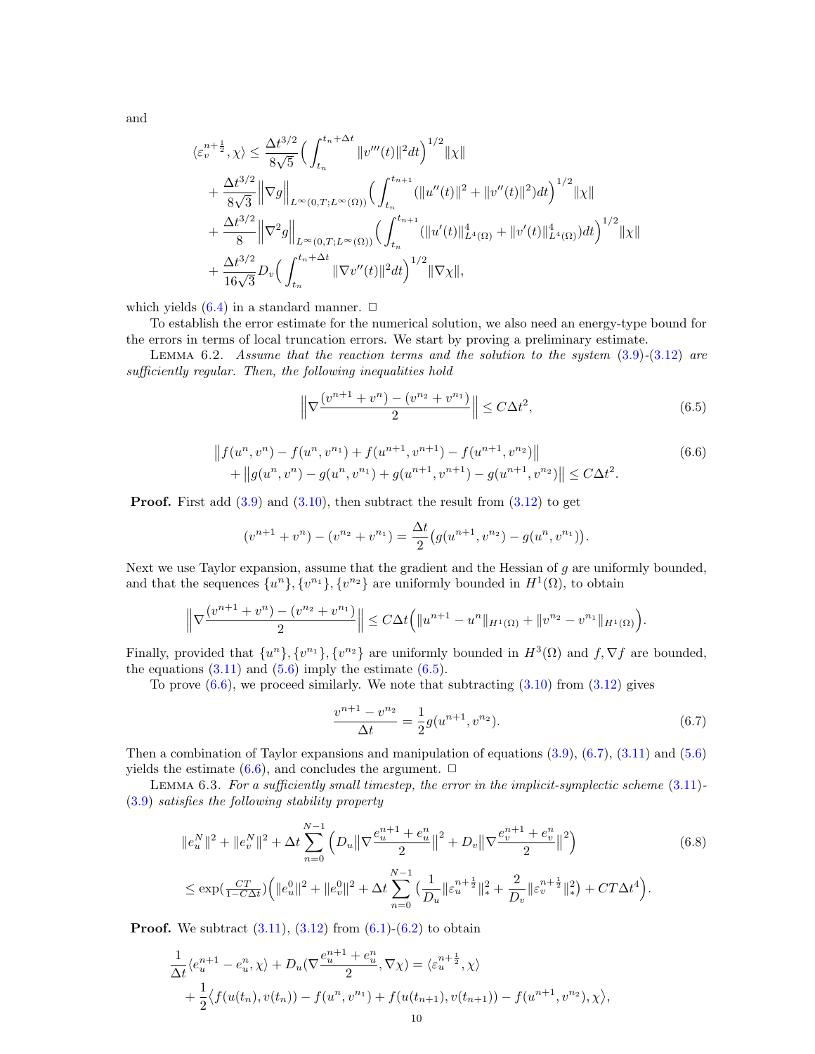and

$$
\begin{aligned}
\langle \varepsilon_v^{n+\frac{1}{2}}, \chi\rangle \le{}& \frac{\Delta t^{3/2}}{8\sqrt{5}}\Big(\int_{t_n}^{t_n+\Delta t}\|v'''(t)\|^2 dt\Big)^{1/2}\|\chi\| \\
&+ \frac{\Delta t^{3/2}}{8\sqrt{3}}\Big\|\nabla g\Big\|_{L^\infty(0,T;L^\infty(\Omega))}\Big(\int_{t_n}^{t_{n+1}}(\|u''(t)\|^2+\|v''(t)\|^2)dt\Big)^{1/2}\|\chi\| \\
&+ \frac{\Delta t^{3/2}}{8}\Big\|\nabla^2 g\Big\|_{L^\infty(0,T;L^\infty(\Omega))}\Big(\int_{t_n}^{t_{n+1}}(\|u'(t)\|_{L^4(\Omega)}^4+\|v'(t)\|_{L^4(\Omega)}^4)dt\Big)^{1/2}\|\chi\| \\
&+ \frac{\Delta t^{3/2}}{16\sqrt{3}}D_v\Big(\int_{t_n}^{t_n+\Delta t}\|\nabla v''(t)\|^2 dt\Big)^{1/2}\|\nabla\chi\|,
\end{aligned}
$$

which yields (6.4) in a standard manner. □

To establish the error estimate for the numerical solution, we also need an energy-type bound for the errors in terms of local truncation errors. We start by proving a preliminary estimate.

Lemma 6.2. *Assume that the reaction terms and the solution to the system (3.9)-(3.12) are sufficiently regular. Then, the following inequalities hold*

$$
\Big\|\nabla\frac{(v^{n+1}+v^n)-(v^{n_2}+v^{n_1})}{2}\Big\| \le C\Delta t^2, \tag{6.5}
$$

$$
\begin{aligned}
&\big\|f(u^n,v^n)-f(u^n,v^{n_1})+f(u^{n+1},v^{n+1})-f(u^{n+1},v^{n_2})\big\| \\
&\quad+\big\|g(u^n,v^n)-g(u^n,v^{n_1})+g(u^{n+1},v^{n+1})-g(u^{n+1},v^{n_2})\big\| \le C\Delta t^2.
\end{aligned}\tag{6.6}
$$

**Proof.** First add (3.9) and (3.10), then subtract the result from (3.12) to get

$$
(v^{n+1}+v^n)-(v^{n_2}+v^{n_1}) = \frac{\Delta t}{2}\big(g(u^{n+1},v^{n_2})-g(u^n,v^{n_1})\big).
$$

Next we use Taylor expansion, assume that the gradient and the Hessian of $g$ are uniformly bounded, and that the sequences $\{u^n\},\{v^{n_1}\},\{v^{n_2}\}$ are uniformly bounded in $H^1(\Omega)$, to obtain

$$
\Big\|\nabla\frac{(v^{n+1}+v^n)-(v^{n_2}+v^{n_1})}{2}\Big\| \le C\Delta t\Big(\|u^{n+1}-u^n\|_{H^1(\Omega)}+\|v^{n_2}-v^{n_1}\|_{H^1(\Omega)}\Big).
$$

Finally, provided that $\{u^n\},\{v^{n_1}\},\{v^{n_2}\}$ are uniformly bounded in $H^3(\Omega)$ and $f,\nabla f$ are bounded, the equations (3.11) and (5.6) imply the estimate (6.5).

To prove (6.6), we proceed similarly. We note that subtracting (3.10) from (3.12) gives

$$
\frac{v^{n+1}-v^{n_2}}{\Delta t} = \frac{1}{2}g(u^{n+1},v^{n_2}). \tag{6.7}
$$

Then a combination of Taylor expansions and manipulation of equations (3.9), (6.7), (3.11) and (5.6) yields the estimate (6.6), and concludes the argument. □

Lemma 6.3. *For a sufficiently small timestep, the error in the implicit-symplectic scheme (3.11)-(3.9) satisfies the following stability property*

$$
\begin{aligned}
&\|e_u^N\|^2+\|e_v^N\|^2+\Delta t\sum_{n=0}^{N-1}\Big(D_u\big\|\nabla\frac{e_u^{n+1}+e_u^n}{2}\big\|^2+D_v\big\|\nabla\frac{e_v^{n+1}+e_v^n}{2}\big\|^2\Big) \\
&\le \exp\big(\tfrac{CT}{1-C\Delta t}\big)\Big(\|e_u^0\|^2+\|e_v^0\|^2+\Delta t\sum_{n=0}^{N-1}\big(\frac{1}{D_u}\|\varepsilon_u^{n+\frac{1}{2}}\|_*^2+\frac{2}{D_v}\|\varepsilon_v^{n+\frac{1}{2}}\|_*^2\big)+CT\Delta t^4\Big).
\end{aligned}\tag{6.8}
$$

**Proof.** We subtract (3.11), (3.12) from (6.1)-(6.2) to obtain

$$
\begin{aligned}
&\frac{1}{\Delta t}\langle e_u^{n+1}-e_u^n,\chi\rangle + D_u(\nabla\frac{e_u^{n+1}+e_u^n}{2},\nabla\chi) = \langle\varepsilon_u^{n+\frac{1}{2}},\chi\rangle \\
&+\frac{1}{2}\big\langle f(u(t_n),v(t_n))-f(u^n,v^{n_1})+f(u(t_{n+1}),v(t_{n+1}))-f(u^{n+1},v^{n_2}),\chi\big\rangle,
\end{aligned}
$$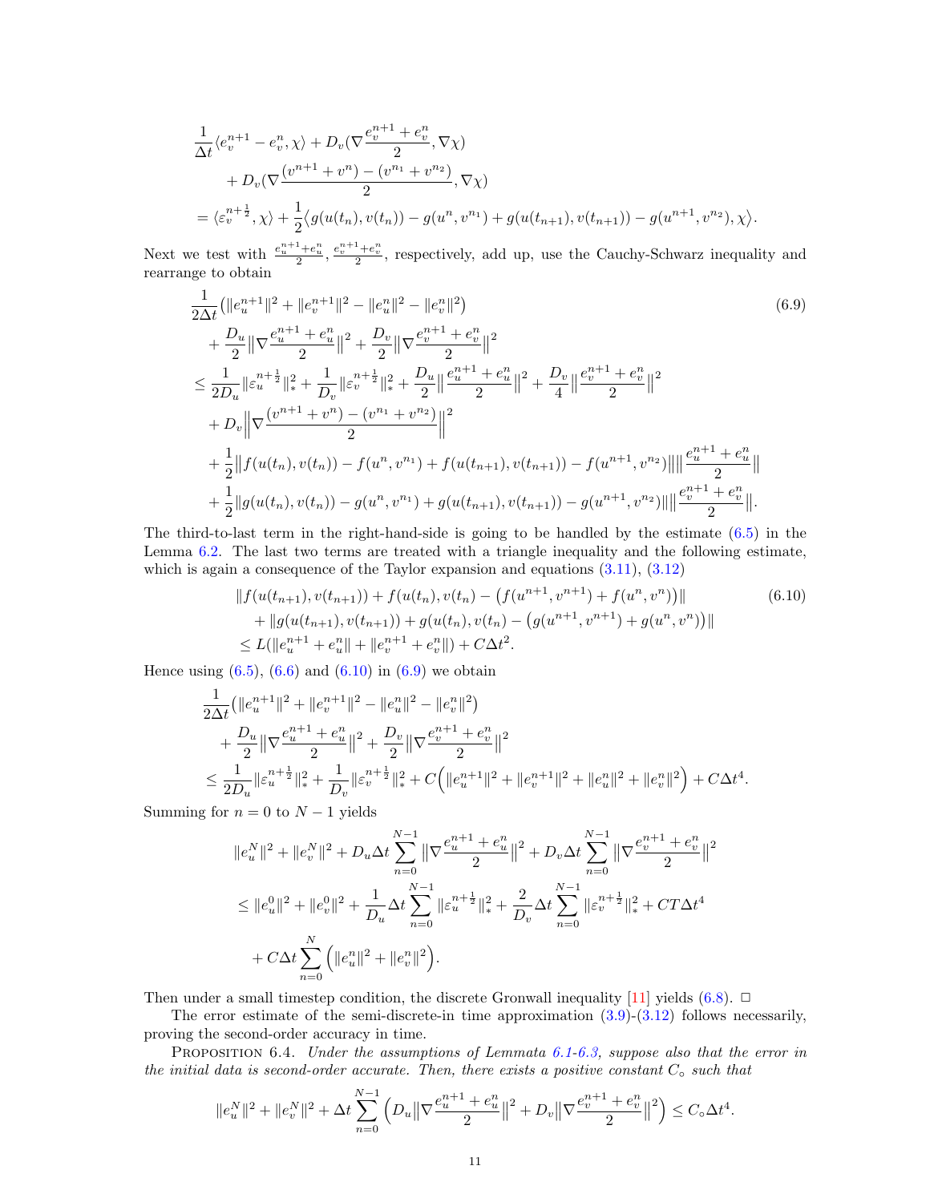$$
\begin{aligned}
&\frac{1}{\Delta t}\langle e_v^{n+1} - e_v^n, \chi\rangle + D_v(\nabla \frac{e_v^{n+1}+e_v^n}{2}, \nabla\chi) \\
&\quad + D_v(\nabla \frac{(v^{n+1}+v^n) - (v^{n_1}+v^{n_2})}{2}, \nabla\chi) \\
&= \langle \varepsilon_v^{n+\frac{1}{2}}, \chi\rangle + \frac{1}{2}\langle g(u(t_n), v(t_n)) - g(u^n, v^{n_1}) + g(u(t_{n+1}), v(t_{n+1})) - g(u^{n+1}, v^{n_2}), \chi\rangle.
\end{aligned}
$$

Next we test with $\frac{e_u^{n+1}+e_u^n}{2}$, $\frac{e_v^{n+1}+e_v^n}{2}$, respectively, add up, use the Cauchy-Schwarz inequality and rearrange to obtain

$$
\begin{aligned}
&\frac{1}{2\Delta t}\big(\|e_u^{n+1}\|^2 + \|e_v^{n+1}\|^2 - \|e_u^n\|^2 - \|e_v^n\|^2\big) \\
&\quad + \frac{D_u}{2}\big\|\nabla \frac{e_u^{n+1}+e_u^n}{2}\big\|^2 + \frac{D_v}{2}\big\|\nabla \frac{e_v^{n+1}+e_v^n}{2}\big\|^2 \\
&\le \frac{1}{2D_u}\|\varepsilon_u^{n+\frac{1}{2}}\|_*^2 + \frac{1}{D_v}\|\varepsilon_v^{n+\frac{1}{2}}\|_*^2 + \frac{D_u}{2}\big\|\frac{e_u^{n+1}+e_u^n}{2}\big\|^2 + \frac{D_v}{4}\big\|\frac{e_v^{n+1}+e_v^n}{2}\big\|^2 \\
&\quad + D_v\Big\|\nabla \frac{(v^{n+1}+v^n) - (v^{n_1}+v^{n_2})}{2}\Big\|^2 \\
&\quad + \frac{1}{2}\big\|f(u(t_n), v(t_n)) - f(u^n, v^{n_1}) + f(u(t_{n+1}), v(t_{n+1})) - f(u^{n+1}, v^{n_2})\big\|\big\|\frac{e_u^{n+1}+e_u^n}{2}\big\| \\
&\quad + \frac{1}{2}\|g(u(t_n), v(t_n)) - g(u^n, v^{n_1}) + g(u(t_{n+1}), v(t_{n+1})) - g(u^{n+1}, v^{n_2})\|\big\|\frac{e_v^{n+1}+e_v^n}{2}\big\|.
\end{aligned}
\tag{6.9}
$$

The third-to-last term in the right-hand-side is going to be handled by the estimate (6.5) in the Lemma 6.2. The last two terms are treated with a triangle inequality and the following estimate, which is again a consequence of the Taylor expansion and equations (3.11), (3.12)

$$
\begin{aligned}
&\|f(u(t_{n+1}), v(t_{n+1})) + f(u(t_n), v(t_n) - \big(f(u^{n+1}, v^{n+1}) + f(u^n, v^n)\big)\| \\
&\quad + \|g(u(t_{n+1}), v(t_{n+1})) + g(u(t_n), v(t_n) - \big(g(u^{n+1}, v^{n+1}) + g(u^n, v^n)\big)\| \\
&\le L(\|e_u^{n+1} + e_u^n\| + \|e_v^{n+1} + e_v^n\|) + C\Delta t^2.
\end{aligned}
\tag{6.10}
$$

Hence using (6.5), (6.6) and (6.10) in (6.9) we obtain

$$
\begin{aligned}
&\frac{1}{2\Delta t}\big(\|e_u^{n+1}\|^2 + \|e_v^{n+1}\|^2 - \|e_u^n\|^2 - \|e_v^n\|^2\big) \\
&\quad + \frac{D_u}{2}\big\|\nabla \frac{e_u^{n+1}+e_u^n}{2}\big\|^2 + \frac{D_v}{2}\big\|\nabla \frac{e_v^{n+1}+e_v^n}{2}\big\|^2 \\
&\le \frac{1}{2D_u}\|\varepsilon_u^{n+\frac{1}{2}}\|_*^2 + \frac{1}{D_v}\|\varepsilon_v^{n+\frac{1}{2}}\|_*^2 + C\Big(\|e_u^{n+1}\|^2 + \|e_v^{n+1}\|^2 + \|e_u^n\|^2 + \|e_v^n\|^2\Big) + C\Delta t^4.
\end{aligned}
$$

Summing for $n = 0$ to $N-1$ yields

$$
\begin{aligned}
&\|e_u^N\|^2 + \|e_v^N\|^2 + D_u\Delta t\sum_{n=0}^{N-1}\big\|\nabla \frac{e_u^{n+1}+e_u^n}{2}\big\|^2 + D_v\Delta t\sum_{n=0}^{N-1}\big\|\nabla \frac{e_v^{n+1}+e_v^n}{2}\big\|^2 \\
&\le \|e_u^0\|^2 + \|e_v^0\|^2 + \frac{1}{D_u}\Delta t\sum_{n=0}^{N-1}\|\varepsilon_u^{n+\frac{1}{2}}\|_*^2 + \frac{2}{D_v}\Delta t\sum_{n=0}^{N-1}\|\varepsilon_v^{n+\frac{1}{2}}\|_*^2 + CT\Delta t^4 \\
&\quad + C\Delta t\sum_{n=0}^{N}\Big(\|e_u^n\|^2 + \|e_v^n\|^2\Big).
\end{aligned}
$$

Then under a small timestep condition, the discrete Gronwall inequality [11] yields (6.8). $\square$

The error estimate of the semi-discrete-in time approximation (3.9)-(3.12) follows necessarily, proving the second-order accuracy in time.

Proposition 6.4. *Under the assumptions of Lemmata 6.1-6.3, suppose also that the error in the initial data is second-order accurate. Then, there exists a positive constant $C_\circ$ such that*

$$
\|e_u^N\|^2 + \|e_v^N\|^2 + \Delta t\sum_{n=0}^{N-1}\Big(D_u\big\|\nabla \frac{e_u^{n+1}+e_u^n}{2}\big\|^2 + D_v\big\|\nabla \frac{e_v^{n+1}+e_v^n}{2}\big\|^2\Big) \le C_\circ\Delta t^4.
$$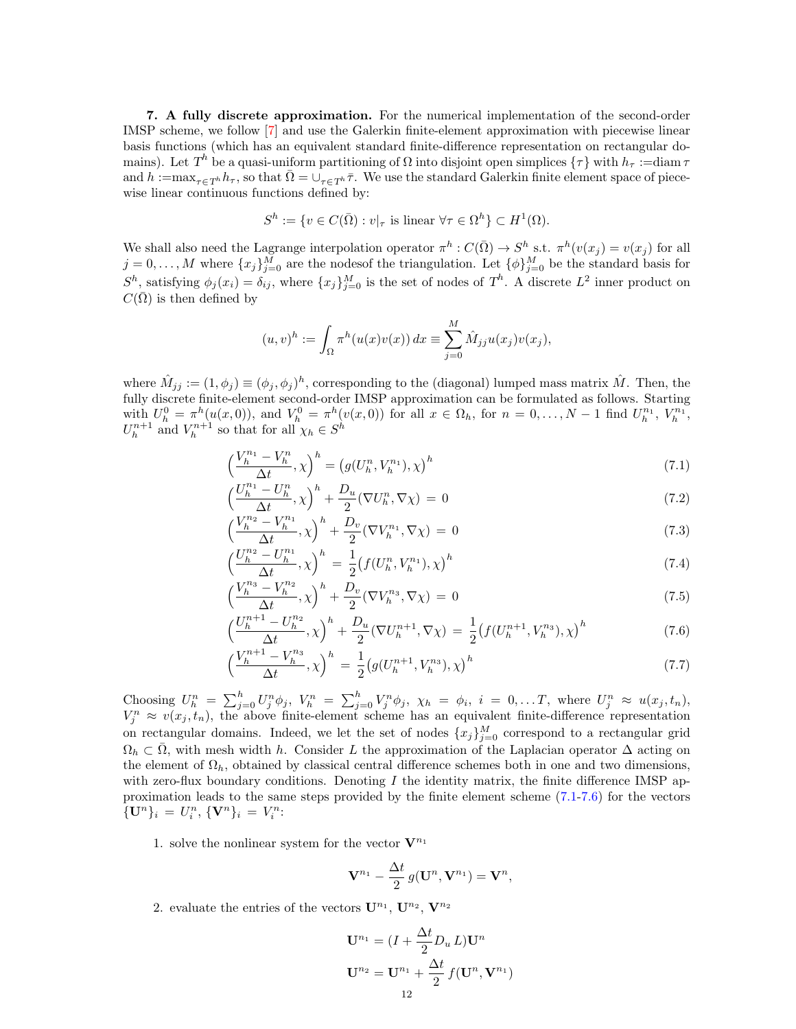**7. A fully discrete approximation.** For the numerical implementation of the second-order IMSP scheme, we follow [7] and use the Galerkin finite-element approximation with piecewise linear basis functions (which has an equivalent standard finite-difference representation on rectangular domains). Let $T^h$ be a quasi-uniform partitioning of $\Omega$ into disjoint open simplices $\{\tau\}$ with $h_\tau := \text{diam}\,\tau$ and $h := \max_{\tau \in T^h} h_\tau$, so that $\bar{\Omega} = \cup_{\tau \in T^h} \bar{\tau}$. We use the standard Galerkin finite element space of piecewise linear continuous functions defined by:

$$S^h := \{v \in C(\bar{\Omega}) : v|_\tau \text{ is linear } \forall \tau \in \Omega^h\} \subset H^1(\Omega).$$

We shall also need the Lagrange interpolation operator $\pi^h : C(\bar{\Omega}) \to S^h$ s.t. $\pi^h(v(x_j) = v(x_j)$ for all $j = 0, \ldots, M$ where $\{x_j\}_{j=0}^M$ are the nodesof the triangulation. Let $\{\phi\}_{j=0}^M$ be the standard basis for $S^h$, satisfying $\phi_j(x_i) = \delta_{ij}$, where $\{x_j\}_{j=0}^M$ is the set of nodes of $T^h$. A discrete $L^2$ inner product on $C(\bar{\Omega})$ is then defined by

$$(u, v)^h := \int_\Omega \pi^h(u(x)v(x))\,dx \equiv \sum_{j=0}^M \hat{M}_{jj} u(x_j) v(x_j),$$

where $\hat{M}_{jj} := (1, \phi_j) \equiv (\phi_j, \phi_j)^h$, corresponding to the (diagonal) lumped mass matrix $\hat{M}$. Then, the fully discrete finite-element second-order IMSP approximation can be formulated as follows. Starting with $U_h^0 = \pi^h(u(x,0))$, and $V_h^0 = \pi^h(v(x,0))$ for all $x \in \Omega_h$, for $n = 0, \ldots, N-1$ find $U_h^{n_1}$, $V_h^{n_1}$, $U_h^{n+1}$ and $V_h^{n+1}$ so that for all $\chi_h \in S^h$

$$\Big(\frac{V_h^{n_1} - V_h^n}{\Delta t}, \chi\Big)^h = \big(g(U_h^n, V_h^{n_1}), \chi\big)^h \tag{7.1}$$

$$\Big(\frac{U_h^{n_1} - U_h^n}{\Delta t}, \chi\Big)^h + \frac{D_u}{2}(\nabla U_h^n, \nabla \chi) = 0 \tag{7.2}$$

$$\Big(\frac{V_h^{n_2} - V_h^{n_1}}{\Delta t}, \chi\Big)^h + \frac{D_v}{2}(\nabla V_h^{n_1}, \nabla \chi) = 0 \tag{7.3}$$

$$\Big(\frac{U_h^{n_2} - U_h^{n_1}}{\Delta t}, \chi\Big)^h = \frac{1}{2}\big(f(U_h^n, V_h^{n_1}), \chi\big)^h \tag{7.4}$$

$$\Big(\frac{V_h^{n_3} - V_h^{n_2}}{\Delta t}, \chi\Big)^h + \frac{D_v}{2}(\nabla V_h^{n_3}, \nabla \chi) = 0 \tag{7.5}$$

$$\Big(\frac{U_h^{n+1} - U_h^{n_2}}{\Delta t}, \chi\Big)^h + \frac{D_u}{2}(\nabla U_h^{n+1}, \nabla \chi) = \frac{1}{2}\big(f(U_h^{n+1}, V_h^{n_3}), \chi\big)^h \tag{7.6}$$

$$\Big(\frac{V_h^{n+1} - V_h^{n_3}}{\Delta t}, \chi\Big)^h = \frac{1}{2}\big(g(U_h^{n+1}, V_h^{n_3}), \chi\big)^h \tag{7.7}$$

Choosing $U_h^n = \sum_{j=0}^h U_j^n \phi_j$, $V_h^n = \sum_{j=0}^h V_j^n \phi_j$, $\chi_h = \phi_i$, $i = 0, \ldots T$, where $U_j^n \approx u(x_j, t_n)$, $V_j^n \approx v(x_j, t_n)$, the above finite-element scheme has an equivalent finite-difference representation on rectangular domains. Indeed, we let the set of nodes $\{x_j\}_{j=0}^M$ correspond to a rectangular grid $\Omega_h \subset \bar{\Omega}$, with mesh width $h$. Consider $L$ the approximation of the Laplacian operator $\Delta$ acting on the element of $\Omega_h$, obtained by classical central difference schemes both in one and two dimensions, with zero-flux boundary conditions. Denoting $I$ the identity matrix, the finite difference IMSP approximation leads to the same steps provided by the finite element scheme (7.1-7.6) for the vectors $\{\mathbf{U}^n\}_i = U_i^n$, $\{\mathbf{V}^n\}_i = V_i^n$:

1. solve the nonlinear system for the vector $\mathbf{V}^{n_1}$

$$\mathbf{V}^{n_1} - \frac{\Delta t}{2}\, g(\mathbf{U}^n, \mathbf{V}^{n_1}) = \mathbf{V}^n,$$

2. evaluate the entries of the vectors $\mathbf{U}^{n_1}$, $\mathbf{U}^{n_2}$, $\mathbf{V}^{n_2}$

$$\mathbf{U}^{n_1} = (I + \frac{\Delta t}{2} D_u\, L)\mathbf{U}^n$$

$$\mathbf{U}^{n_2} = \mathbf{U}^{n_1} + \frac{\Delta t}{2}\, f(\mathbf{U}^n, \mathbf{V}^{n_1})$$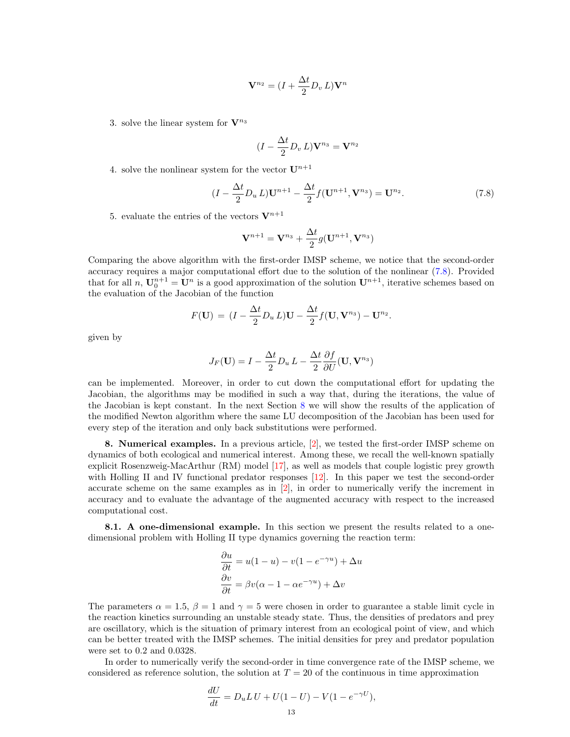$$\mathbf{V}^{n_2} = (I + \frac{\Delta t}{2} D_v \, L)\mathbf{V}^n$$

3. solve the linear system for $\mathbf{V}^{n_3}$

$$(I - \frac{\Delta t}{2} D_v \, L)\mathbf{V}^{n_3} = \mathbf{V}^{n_2}$$

4. solve the nonlinear system for the vector $\mathbf{U}^{n+1}$

$$(I - \frac{\Delta t}{2} D_u \, L)\mathbf{U}^{n+1} - \frac{\Delta t}{2} f(\mathbf{U}^{n+1}, \mathbf{V}^{n_3}) = \mathbf{U}^{n_2}. \tag{7.8}$$

5. evaluate the entries of the vectors $\mathbf{V}^{n+1}$

$$\mathbf{V}^{n+1} = \mathbf{V}^{n_3} + \frac{\Delta t}{2} g(\mathbf{U}^{n+1}, \mathbf{V}^{n_3})$$

Comparing the above algorithm with the first-order IMSP scheme, we notice that the second-order accuracy requires a major computational effort due to the solution of the nonlinear (7.8). Provided that for all $n$, $\mathbf{U}_0^{n+1} = \mathbf{U}^n$ is a good approximation of the solution $\mathbf{U}^{n+1}$, iterative schemes based on the evaluation of the Jacobian of the function

$$F(\mathbf{U}) \,=\, (I - \frac{\Delta t}{2} D_u \, L)\mathbf{U} - \frac{\Delta t}{2} f(\mathbf{U}, \mathbf{V}^{n_3}) - \mathbf{U}^{n_2}.$$

given by

$$J_F(\mathbf{U}) = I - \frac{\Delta t}{2} D_u \, L - \frac{\Delta t}{2} \frac{\partial f}{\partial U}(\mathbf{U}, \mathbf{V}^{n_3})$$

can be implemented. Moreover, in order to cut down the computational effort for updating the Jacobian, the algorithms may be modified in such a way that, during the iterations, the value of the Jacobian is kept constant. In the next Section 8 we will show the results of the application of the modified Newton algorithm where the same LU decomposition of the Jacobian has been used for every step of the iteration and only back substitutions were performed.

**8. Numerical examples.** In a previous article, [2], we tested the first-order IMSP scheme on dynamics of both ecological and numerical interest. Among these, we recall the well-known spatially explicit Rosenzweig-MacArthur (RM) model [17], as well as models that couple logistic prey growth with Holling II and IV functional predator responses [12]. In this paper we test the second-order accurate scheme on the same examples as in [2], in order to numerically verify the increment in accuracy and to evaluate the advantage of the augmented accuracy with respect to the increased computational cost.

**8.1. A one-dimensional example.** In this section we present the results related to a one-dimensional problem with Holling II type dynamics governing the reaction term:

$$\begin{aligned}
\frac{\partial u}{\partial t} &= u(1-u) - v(1 - e^{-\gamma u}) + \Delta u \\
\frac{\partial v}{\partial t} &= \beta v(\alpha - 1 - \alpha e^{-\gamma u}) + \Delta v
\end{aligned}$$

The parameters $\alpha = 1.5$, $\beta = 1$ and $\gamma = 5$ were chosen in order to guarantee a stable limit cycle in the reaction kinetics surrounding an unstable steady state. Thus, the densities of predators and prey are oscillatory, which is the situation of primary interest from an ecological point of view, and which can be better treated with the IMSP schemes. The initial densities for prey and predator population were set to 0.2 and 0.0328.

In order to numerically verify the second-order in time convergence rate of the IMSP scheme, we considered as reference solution, the solution at $T = 20$ of the continuous in time approximation

$$\frac{dU}{dt} = D_u L \, U + U(1-U) - V(1 - e^{-\gamma U}),$$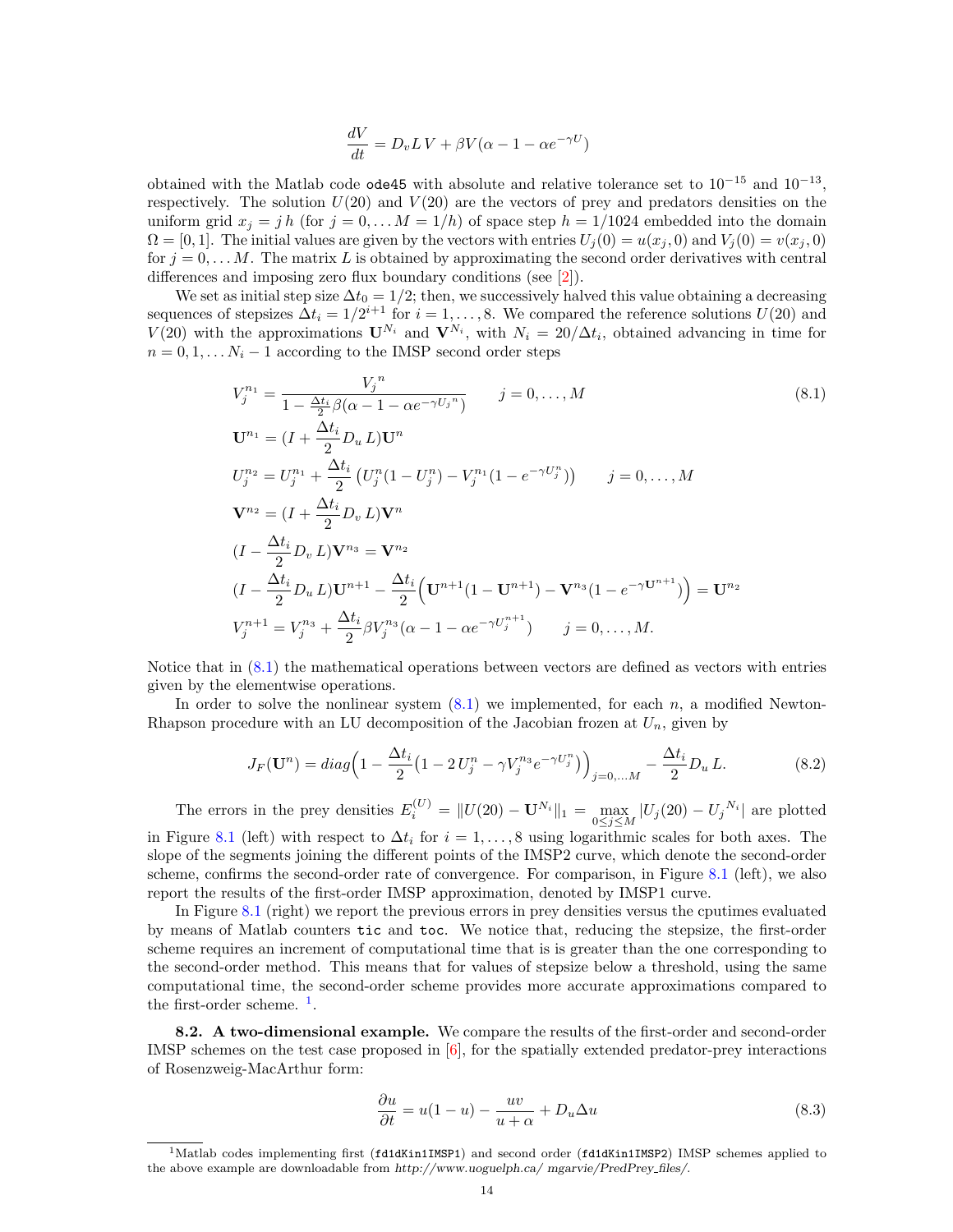$$\frac{dV}{dt} = D_v L\, V + \beta V(\alpha - 1 - \alpha e^{-\gamma U})$$

obtained with the Matlab code `ode45` with absolute and relative tolerance set to $10^{-15}$ and $10^{-13}$, respectively. The solution $U(20)$ and $V(20)$ are the vectors of prey and predators densities on the uniform grid $x_j = j\,h$ (for $j = 0, \dots M = 1/h$) of space step $h = 1/1024$ embedded into the domain $\Omega = [0,1]$. The initial values are given by the vectors with entries $U_j(0) = u(x_j, 0)$ and $V_j(0) = v(x_j, 0)$ for $j = 0, \dots M$. The matrix $L$ is obtained by approximating the second order derivatives with central differences and imposing zero flux boundary conditions (see [2]).

We set as initial step size $\Delta t_0 = 1/2$; then, we successively halved this value obtaining a decreasing sequences of stepsizes $\Delta t_i = 1/2^{i+1}$ for $i = 1, \dots, 8$. We compared the reference solutions $U(20)$ and $V(20)$ with the approximations $\mathbf{U}^{N_i}$ and $\mathbf{V}^{N_i}$, with $N_i = 20/\Delta t_i$, obtained advancing in time for $n = 0, 1, \dots N_i - 1$ according to the IMSP second order steps

$$
\begin{aligned}
&V_j^{n_1} = \frac{V_j{}^n}{1 - \frac{\Delta t_i}{2}\beta(\alpha - 1 - \alpha e^{-\gamma U_j{}^n})} \qquad j = 0, \dots, M \\
&\mathbf{U}^{n_1} = (I + \frac{\Delta t_i}{2} D_u\, L)\mathbf{U}^n \\
&U_j^{n_2} = U_j^{n_1} + \frac{\Delta t_i}{2}\left(U_j^n(1 - U_j^n) - V_j^{n_1}(1 - e^{-\gamma U_j^n})\right) \qquad j = 0, \dots, M \\
&\mathbf{V}^{n_2} = (I + \frac{\Delta t_i}{2} D_v\, L)\mathbf{V}^n \\
&(I - \frac{\Delta t_i}{2} D_v\, L)\mathbf{V}^{n_3} = \mathbf{V}^{n_2} \\
&(I - \frac{\Delta t_i}{2} D_u\, L)\mathbf{U}^{n+1} - \frac{\Delta t_i}{2}\Big(\mathbf{U}^{n+1}(1 - \mathbf{U}^{n+1}) - \mathbf{V}^{n_3}(1 - e^{-\gamma \mathbf{U}^{n+1}})\Big) = \mathbf{U}^{n_2} \\
&V_j^{n+1} = V_j^{n_3} + \frac{\Delta t_i}{2}\beta V_j^{n_3}(\alpha - 1 - \alpha e^{-\gamma U_j^{n+1}}) \qquad j = 0, \dots, M.
\end{aligned}
\tag{8.1}
$$

Notice that in (8.1) the mathematical operations between vectors are defined as vectors with entries given by the elementwise operations.

In order to solve the nonlinear system (8.1) we implemented, for each $n$, a modified Newton-Rhapson procedure with an LU decomposition of the Jacobian frozen at $U_n$, given by

$$J_F(\mathbf{U}^n) = diag\Big(1 - \frac{\Delta t_i}{2}\big(1 - 2\,U_j^n - \gamma V_j^{n_3} e^{-\gamma U_j^n}\big)\Big)_{j=0,\dots M} - \frac{\Delta t_i}{2} D_u\, L. \tag{8.2}$$

The errors in the prey densities $E_i^{(U)} = \|U(20) - \mathbf{U}^{N_i}\|_1 = \max_{0 \le j \le M} |U_j(20) - U_j{}^{N_i}|$ are plotted in Figure 8.1 (left) with respect to $\Delta t_i$ for $i = 1, \dots, 8$ using logarithmic scales for both axes. The slope of the segments joining the different points of the IMSP2 curve, which denote the second-order scheme, confirms the second-order rate of convergence. For comparison, in Figure 8.1 (left), we also report the results of the first-order IMSP approximation, denoted by IMSP1 curve.

In Figure 8.1 (right) we report the previous errors in prey densities versus the cputimes evaluated by means of Matlab counters `tic` and `toc`. We notice that, reducing the stepsize, the first-order scheme requires an increment of computational time that is is greater than the one corresponding to the second-order method. This means that for values of stepsize below a threshold, using the same computational time, the second-order scheme provides more accurate approximations compared to the first-order scheme. [1].

**8.2. A two-dimensional example.** We compare the results of the first-order and second-order IMSP schemes on the test case proposed in [6], for the spatially extended predator-prey interactions of Rosenzweig-MacArthur form:

$$\frac{\partial u}{\partial t} = u(1 - u) - \frac{uv}{u + \alpha} + D_u \Delta u \tag{8.3}$$

[1] Matlab codes implementing first (`fd1dKin1IMSP1`) and second order (`fd1dKin1IMSP2`) IMSP schemes applied to the above example are downloadable from *http://www.uoguelph.ca/ mgarvie/PredPrey_files/*.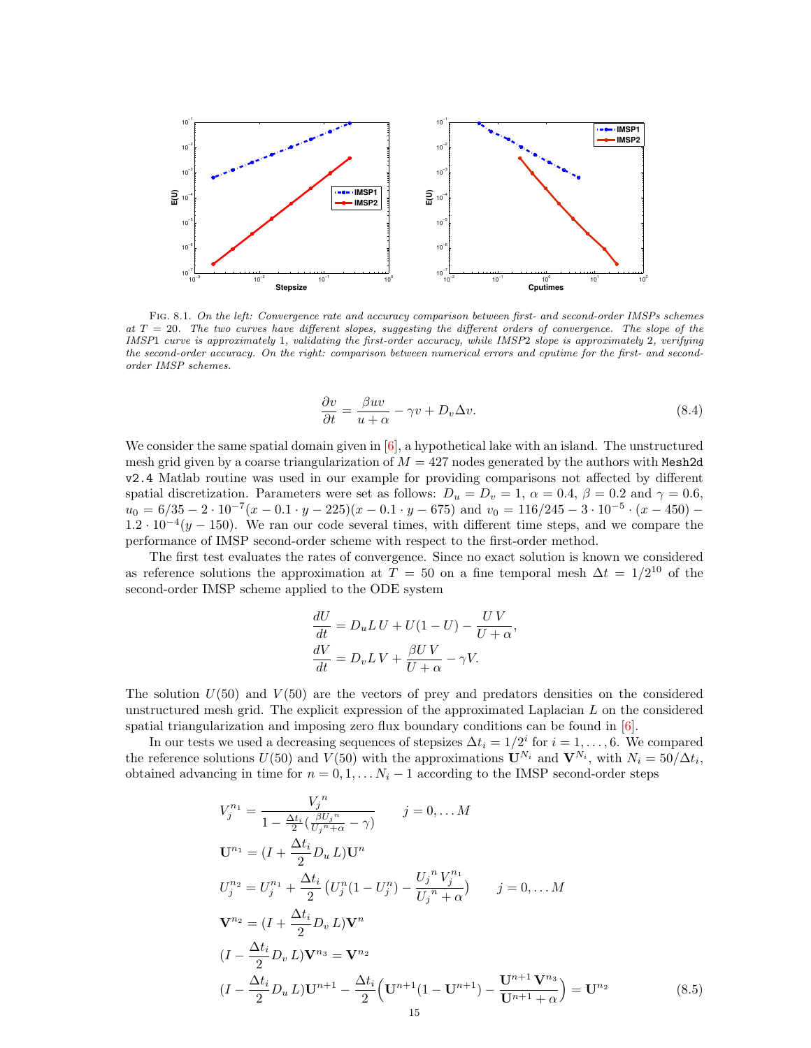FIG. 8.1. *On the left: Convergence rate and accuracy comparison between first- and second-order IMSPs schemes at $T = 20$. The two curves have different slopes, suggesting the different orders of convergence. The slope of the IMSP1 curve is approximately 1, validating the first-order accuracy, while IMSP2 slope is approximately 2, verifying the second-order accuracy. On the right: comparison between numerical errors and cputime for the first- and second-order IMSP schemes.*

$$
\frac{\partial v}{\partial t} = \frac{\beta u v}{u + \alpha} - \gamma v + D_v \Delta v. \tag{8.4}
$$

We consider the same spatial domain given in [6], a hypothetical lake with an island. The unstructured mesh grid given by a coarse triangularization of $M = 427$ nodes generated by the authors with `Mesh2d v2.4` Matlab routine was used in our example for providing comparisons not affected by different spatial discretization. Parameters were set as follows: $D_u = D_v = 1$, $\alpha = 0.4$, $\beta = 0.2$ and $\gamma = 0.6$, $u_0 = 6/35 - 2 \cdot 10^{-7}(x - 0.1 \cdot y - 225)(x - 0.1 \cdot y - 675)$ and $v_0 = 116/245 - 3 \cdot 10^{-5} \cdot (x - 450) - 1.2 \cdot 10^{-4}(y - 150)$. We ran our code several times, with different time steps, and we compare the performance of IMSP second-order scheme with respect to the first-order method.

The first test evaluates the rates of convergence. Since no exact solution is known we considered as reference solutions the approximation at $T = 50$ on a fine temporal mesh $\Delta t = 1/2^{10}$ of the second-order IMSP scheme applied to the ODE system

$$
\begin{aligned}
\frac{dU}{dt} &= D_u L\, U + U(1 - U) - \frac{U\,V}{U + \alpha}, \\
\frac{dV}{dt} &= D_v L\, V + \frac{\beta U\, V}{U + \alpha} - \gamma V.
\end{aligned}
$$

The solution $U(50)$ and $V(50)$ are the vectors of prey and predators densities on the considered unstructured mesh grid. The explicit expression of the approximated Laplacian $L$ on the considered spatial triangularization and imposing zero flux boundary conditions can be found in [6].

In our tests we used a decreasing sequences of stepsizes $\Delta t_i = 1/2^i$ for $i = 1, \ldots, 6$. We compared the reference solutions $U(50)$ and $V(50)$ with the approximations $\mathbf{U}^{N_i}$ and $\mathbf{V}^{N_i}$, with $N_i = 50/\Delta t_i$, obtained advancing in time for $n = 0, 1, \ldots N_i - 1$ according to the IMSP second-order steps

$$
\begin{aligned}
V_j^{n_1} &= \frac{V_j{}^n}{1 - \frac{\Delta t_i}{2}\left(\frac{\beta U_j{}^n}{U_j{}^n + \alpha} - \gamma\right)} \qquad j = 0, \ldots M \\
\mathbf{U}^{n_1} &= (I + \frac{\Delta t_i}{2} D_u\, L)\mathbf{U}^n \\
U_j^{n_2} &= U_j^{n_1} + \frac{\Delta t_i}{2}\left(U_j^n(1 - U_j^n) - \frac{U_j{}^n\, V_j^{n_1}}{U_j{}^n + \alpha}\right) \qquad j = 0, \ldots M \\
\mathbf{V}^{n_2} &= (I + \frac{\Delta t_i}{2} D_v\, L)\mathbf{V}^n \\
(I - \frac{\Delta t_i}{2} D_v\, L)\mathbf{V}^{n_3} &= \mathbf{V}^{n_2} \\
(I - \frac{\Delta t_i}{2} D_u\, L)\mathbf{U}^{n+1} - \frac{\Delta t_i}{2}&\Big(\mathbf{U}^{n+1}(1 - \mathbf{U}^{n+1}) - \frac{\mathbf{U}^{n+1}\,\mathbf{V}^{n_3}}{\mathbf{U}^{n+1} + \alpha}\Big) = \mathbf{U}^{n_2}
\end{aligned} \tag{8.5}
$$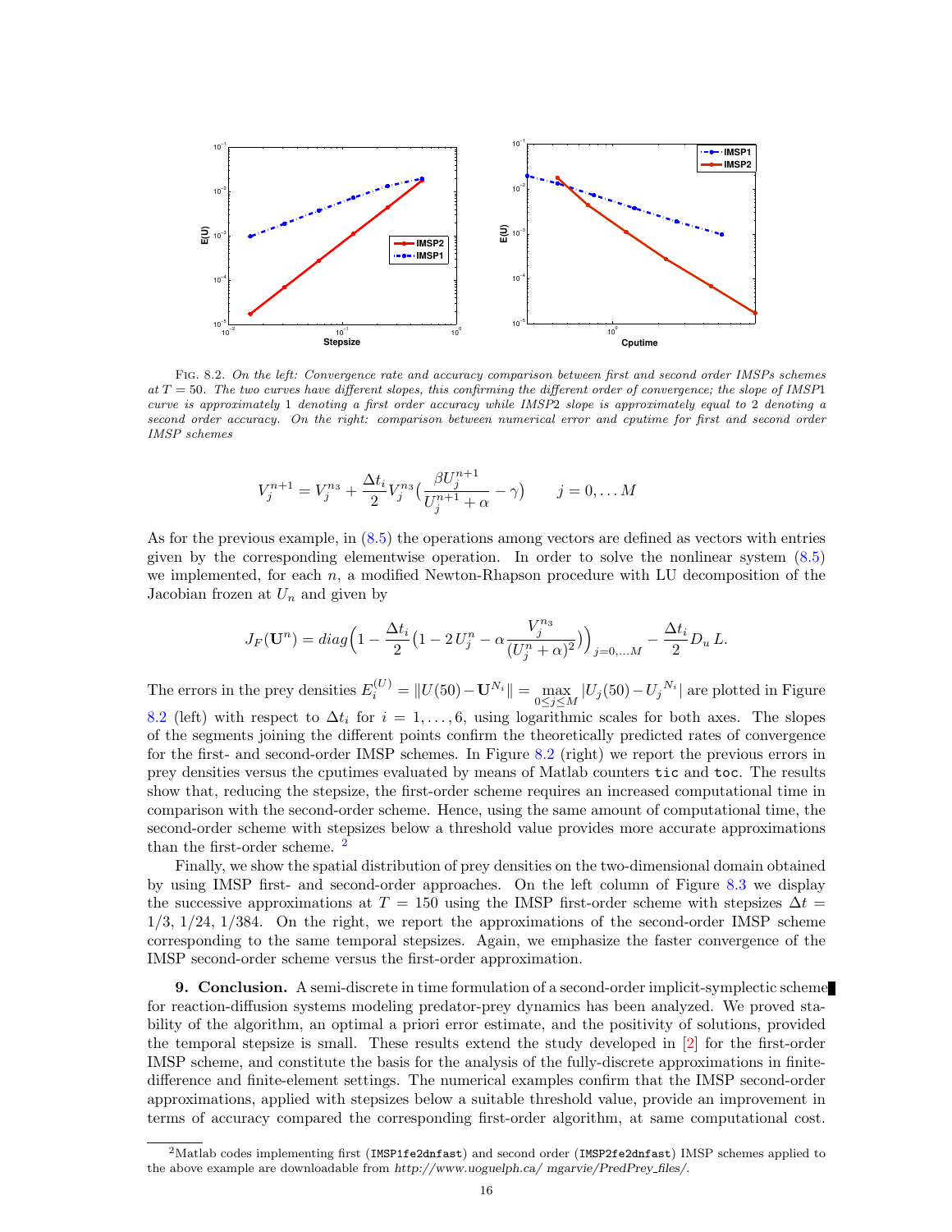FIG. 8.2. *On the left: Convergence rate and accuracy comparison between first and second order IMSPs schemes at $T = 50$. The two curves have different slopes, this confirming the different order of convergence; the slope of IMSP1 curve is approximately 1 denoting a first order accuracy while IMSP2 slope is approximately equal to 2 denoting a second order accuracy. On the right: comparison between numerical error and cputime for first and second order IMSP schemes*

$$V_j^{n+1} = V_j^{n_3} + \frac{\Delta t_i}{2} V_j^{n_3} \Big( \frac{\beta U_j^{n+1}}{U_j^{n+1} + \alpha} - \gamma \Big) \qquad j = 0, \dots M$$

As for the previous example, in (8.5) the operations among vectors are defined as vectors with entries given by the corresponding elementwise operation. In order to solve the nonlinear system (8.5) we implemented, for each $n$, a modified Newton-Rhapson procedure with LU decomposition of the Jacobian frozen at $U_n$ and given by

$$J_F(\mathbf{U}^n) = diag\Big( 1 - \frac{\Delta t_i}{2} \big( 1 - 2\, U_j^n - \alpha \frac{V_j^{n_3}}{(U_j^n + \alpha)^2} \big) \Big)_{j=0,\dots M} - \frac{\Delta t_i}{2} D_u\, L.$$

The errors in the prey densities $E_i^{(U)} = \|U(50) - \mathbf{U}^{N_i}\| = \max_{0 \le j \le M} |U_j(50) - U_j^{N_i}|$ are plotted in Figure 8.2 (left) with respect to $\Delta t_i$ for $i = 1, \dots, 6$, using logarithmic scales for both axes. The slopes of the segments joining the different points confirm the theoretically predicted rates of convergence for the first- and second-order IMSP schemes. In Figure 8.2 (right) we report the previous errors in prey densities versus the cputimes evaluated by means of Matlab counters `tic` and `toc`. The results show that, reducing the stepsize, the first-order scheme requires an increased computational time in comparison with the second-order scheme. Hence, using the same amount of computational time, the second-order scheme with stepsizes below a threshold value provides more accurate approximations than the first-order scheme. [2]

Finally, we show the spatial distribution of prey densities on the two-dimensional domain obtained by using IMSP first- and second-order approaches. On the left column of Figure 8.3 we display the successive approximations at $T = 150$ using the IMSP first-order scheme with stepsizes $\Delta t = 1/3,\ 1/24,\ 1/384$. On the right, we report the approximations of the second-order IMSP scheme corresponding to the same temporal stepsizes. Again, we emphasize the faster convergence of the IMSP second-order scheme versus the first-order approximation.

**9. Conclusion.** A semi-discrete in time formulation of a second-order implicit-symplectic scheme for reaction-diffusion systems modeling predator-prey dynamics has been analyzed. We proved stability of the algorithm, an optimal a priori error estimate, and the positivity of solutions, provided the temporal stepsize is small. These results extend the study developed in [2] for the first-order IMSP scheme, and constitute the basis for the analysis of the fully-discrete approximations in finite-difference and finite-element settings. The numerical examples confirm that the IMSP second-order approximations, applied with stepsizes below a suitable threshold value, provide an improvement in terms of accuracy compared the corresponding first-order algorithm, at same computational cost.

[2] Matlab codes implementing first (`IMSP1fe2dnfast`) and second order (`IMSP2fe2dnfast`) IMSP schemes applied to the above example are downloadable from *http://www.uoguelph.ca/ mgarvie/PredPrey_files/*.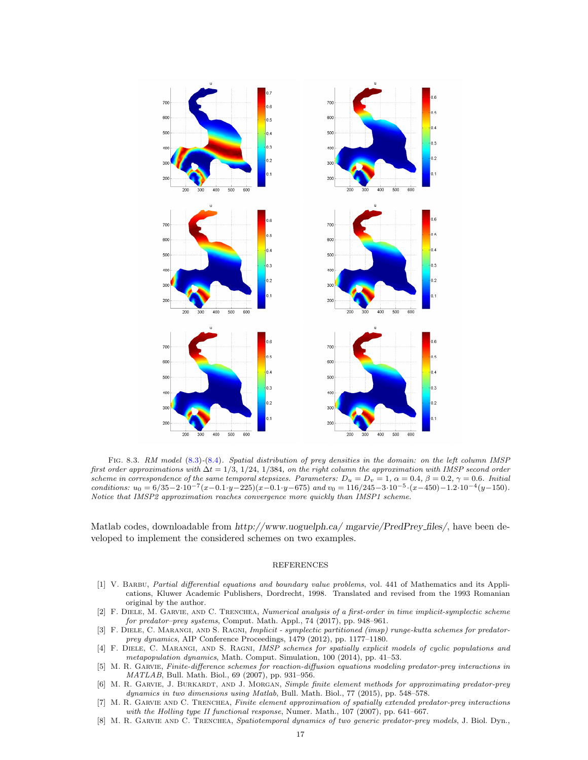Fig. 8.3. *RM model (8.3)-(8.4). Spatial distribution of prey densities in the domain: on the left column IMSP first order approximations with $\Delta t = 1/3$, $1/24$, $1/384$, on the right column the approximation with IMSP second order scheme in correspondence of the same temporal stepsizes. Parameters: $D_u = D_v = 1$, $\alpha = 0.4$, $\beta = 0.2$, $\gamma = 0.6$. Initial conditions: $u_0 = 6/35 - 2\cdot 10^{-7}(x - 0.1\cdot y - 225)(x - 0.1\cdot y - 675)$ and $v_0 = 116/245 - 3\cdot 10^{-5}\cdot(x - 450) - 1.2\cdot 10^{-4}(y - 150)$. Notice that IMSP2 approximation reaches convergence more quickly than IMSP1 scheme.*

Matlab codes, downloadable from *http://www.uoguelph.ca/ mgarvie/PredPrey_files/*, have been developed to implement the considered schemes on two examples.

## REFERENCES

[1] V. Barbu, *Partial differential equations and boundary value problems*, vol. 441 of Mathematics and its Applications, Kluwer Academic Publishers, Dordrecht, 1998. Translated and revised from the 1993 Romanian original by the author.

[2] F. Diele, M. Garvie, and C. Trenchea, *Numerical analysis of a first-order in time implicit-symplectic scheme for predator–prey systems*, Comput. Math. Appl., 74 (2017), pp. 948–961.

[3] F. Diele, C. Marangi, and S. Ragni, *Implicit - symplectic partitioned (imsp) runge-kutta schemes for predator-prey dynamics*, AIP Conference Proceedings, 1479 (2012), pp. 1177–1180.

[4] F. Diele, C. Marangi, and S. Ragni, *IMSP schemes for spatially explicit models of cyclic populations and metapopulation dynamics*, Math. Comput. Simulation, 100 (2014), pp. 41–53.

[5] M. R. Garvie, *Finite-difference schemes for reaction-diffusion equations modeling predator-prey interactions in MATLAB*, Bull. Math. Biol., 69 (2007), pp. 931–956.

[6] M. R. Garvie, J. Burkardt, and J. Morgan, *Simple finite element methods for approximating predator-prey dynamics in two dimensions using Matlab*, Bull. Math. Biol., 77 (2015), pp. 548–578.

[7] M. R. Garvie and C. Trenchea, *Finite element approximation of spatially extended predator-prey interactions with the Holling type II functional response*, Numer. Math., 107 (2007), pp. 641–667.

[8] M. R. Garvie and C. Trenchea, *Spatiotemporal dynamics of two generic predator-prey models*, J. Biol. Dyn.,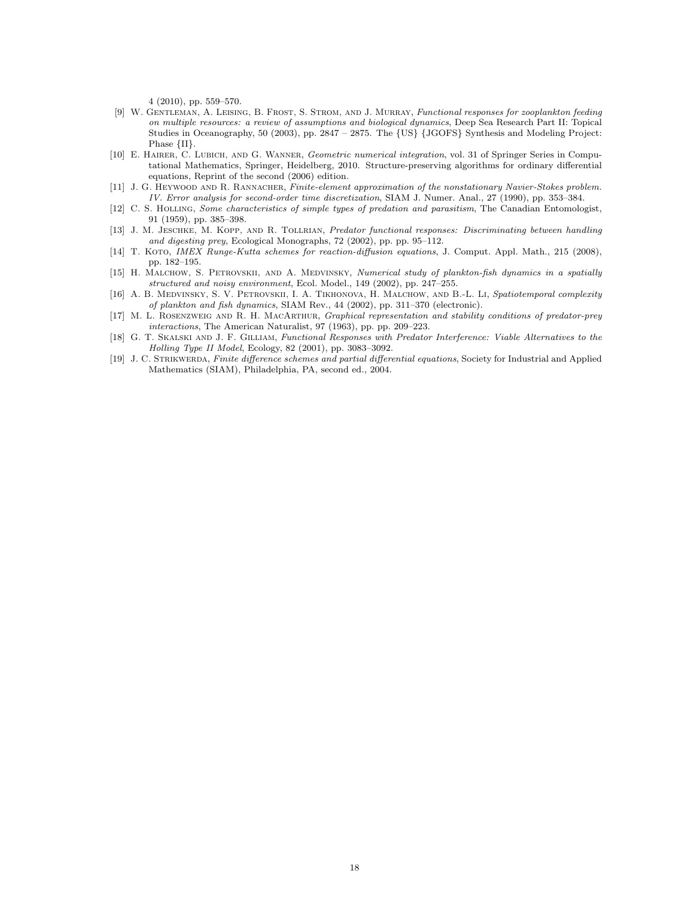4 (2010), pp. 559–570.

[9] W. Gentleman, A. Leising, B. Frost, S. Strom, and J. Murray, *Functional responses for zooplankton feeding on multiple resources: a review of assumptions and biological dynamics*, Deep Sea Research Part II: Topical Studies in Oceanography, 50 (2003), pp. 2847 – 2875. The {US} {JGOFS} Synthesis and Modeling Project: Phase {II}.

[10] E. Hairer, C. Lubich, and G. Wanner, *Geometric numerical integration*, vol. 31 of Springer Series in Computational Mathematics, Springer, Heidelberg, 2010. Structure-preserving algorithms for ordinary differential equations, Reprint of the second (2006) edition.

[11] J. G. Heywood and R. Rannacher, *Finite-element approximation of the nonstationary Navier-Stokes problem. IV. Error analysis for second-order time discretization*, SIAM J. Numer. Anal., 27 (1990), pp. 353–384.

[12] C. S. Holling, *Some characteristics of simple types of predation and parasitism*, The Canadian Entomologist, 91 (1959), pp. 385–398.

[13] J. M. Jeschke, M. Kopp, and R. Tollrian, *Predator functional responses: Discriminating between handling and digesting prey*, Ecological Monographs, 72 (2002), pp. pp. 95–112.

[14] T. Koto, *IMEX Runge-Kutta schemes for reaction-diffusion equations*, J. Comput. Appl. Math., 215 (2008), pp. 182–195.

[15] H. Malchow, S. Petrovskii, and A. Medvinsky, *Numerical study of plankton-fish dynamics in a spatially structured and noisy environment*, Ecol. Model., 149 (2002), pp. 247–255.

[16] A. B. Medvinsky, S. V. Petrovskii, I. A. Tikhonova, H. Malchow, and B.-L. Li, *Spatiotemporal complexity of plankton and fish dynamics*, SIAM Rev., 44 (2002), pp. 311–370 (electronic).

[17] M. L. Rosenzweig and R. H. MacArthur, *Graphical representation and stability conditions of predator-prey interactions*, The American Naturalist, 97 (1963), pp. pp. 209–223.

[18] G. T. Skalski and J. F. Gilliam, *Functional Responses with Predator Interference: Viable Alternatives to the Holling Type II Model*, Ecology, 82 (2001), pp. 3083–3092.

[19] J. C. Strikwerda, *Finite difference schemes and partial differential equations*, Society for Industrial and Applied Mathematics (SIAM), Philadelphia, PA, second ed., 2004.